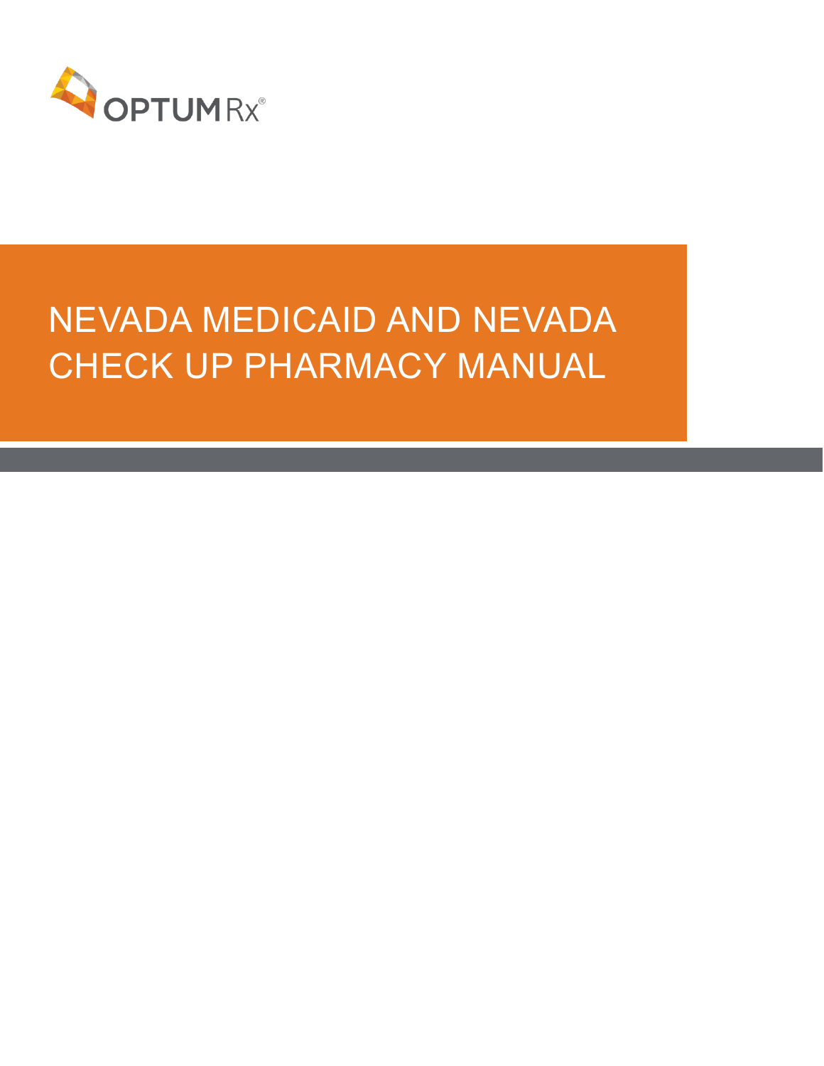OPTUM Rx®

# NEVADA MEDICAID AND NEVADA CHECK UP PHARMACY MANUAL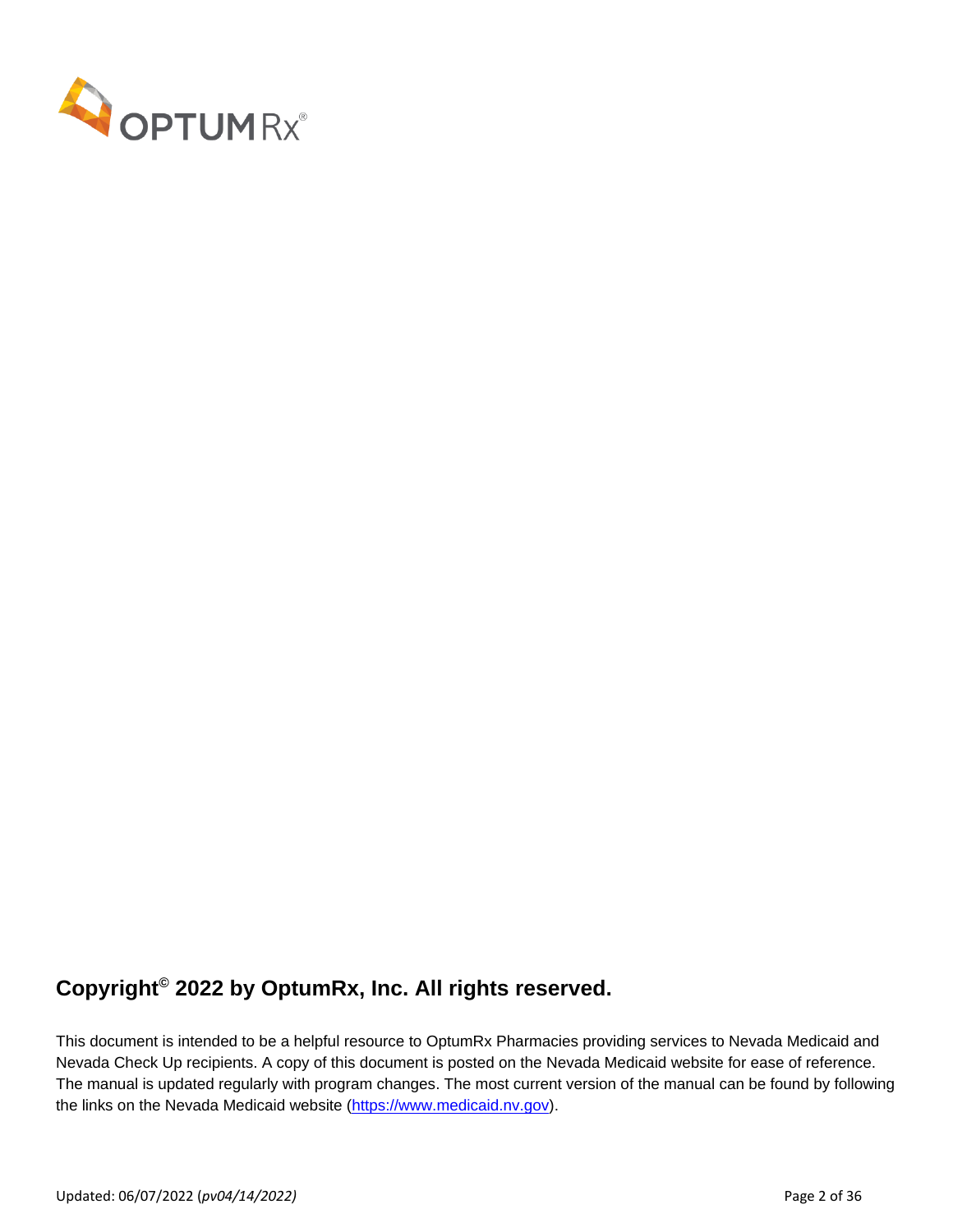## Copyright© 2022 by OptumRx, Inc. All rights reserved.

This document is intended to be a helpful resource to OptumRx Pharmacies providing services to Nevada Medicaid and Nevada Check Up recipients. A copy of this document is posted on the Nevada Medicaid website for ease of reference. The manual is updated regularly with program changes. The most current version of the manual can be found by following the links on the Nevada Medicaid website (https://www.medicaid.nv.gov).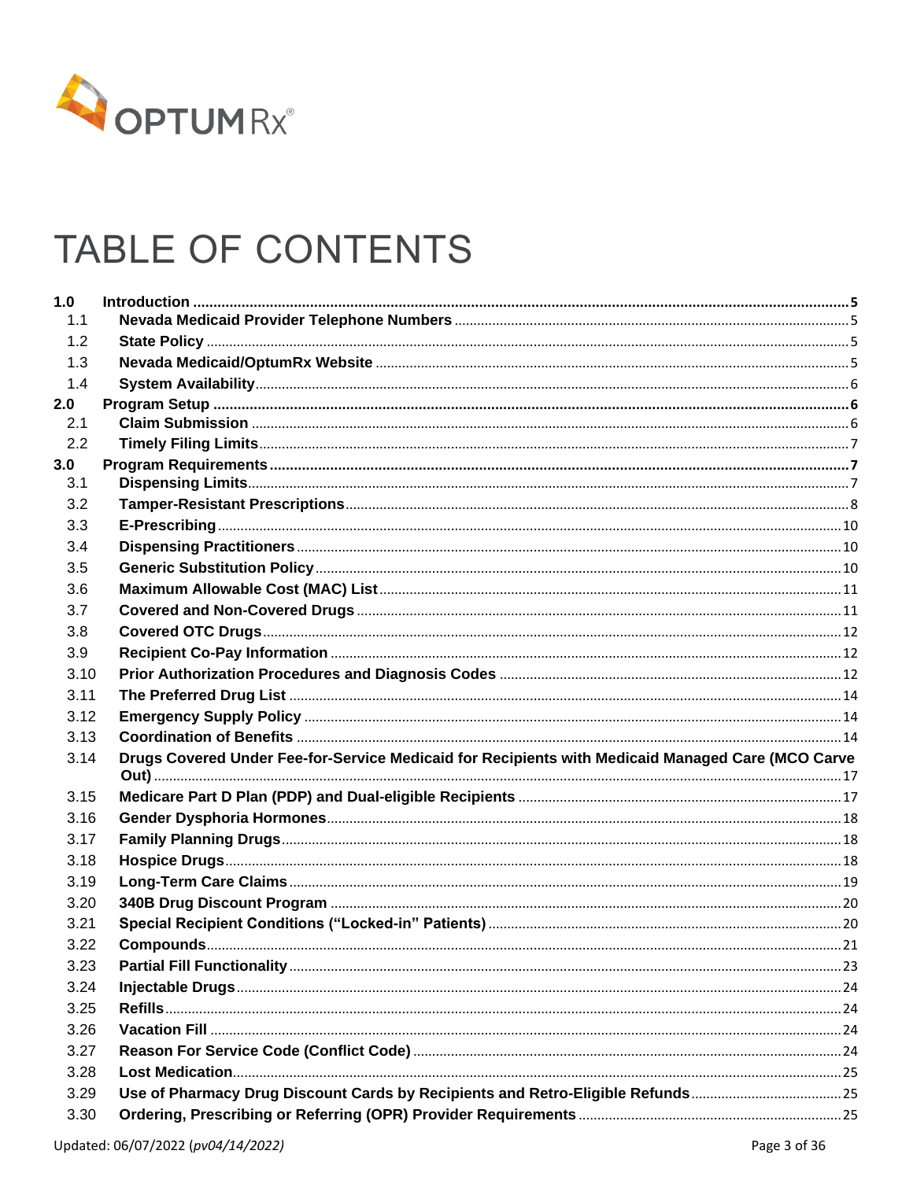# TABLE OF CONTENTS

| | | |
|---|---|---|
| **1.0** | **Introduction** | **5** |
| 1.1 | **Nevada Medicaid Provider Telephone Numbers** | 5 |
| 1.2 | **State Policy** | 5 |
| 1.3 | **Nevada Medicaid/OptumRx Website** | 5 |
| 1.4 | **System Availability** | 6 |
| **2.0** | **Program Setup** | **6** |
| 2.1 | **Claim Submission** | 6 |
| 2.2 | **Timely Filing Limits** | 7 |
| **3.0** | **Program Requirements** | **7** |
| 3.1 | **Dispensing Limits** | 7 |
| 3.2 | **Tamper-Resistant Prescriptions** | 8 |
| 3.3 | **E-Prescribing** | 10 |
| 3.4 | **Dispensing Practitioners** | 10 |
| 3.5 | **Generic Substitution Policy** | 10 |
| 3.6 | **Maximum Allowable Cost (MAC) List** | 11 |
| 3.7 | **Covered and Non-Covered Drugs** | 11 |
| 3.8 | **Covered OTC Drugs** | 12 |
| 3.9 | **Recipient Co-Pay Information** | 12 |
| 3.10 | **Prior Authorization Procedures and Diagnosis Codes** | 12 |
| 3.11 | **The Preferred Drug List** | 14 |
| 3.12 | **Emergency Supply Policy** | 14 |
| 3.13 | **Coordination of Benefits** | 14 |
| 3.14 | **Drugs Covered Under Fee-for-Service Medicaid for Recipients with Medicaid Managed Care (MCO Carve Out)** | 17 |
| 3.15 | **Medicare Part D Plan (PDP) and Dual-eligible Recipients** | 17 |
| 3.16 | **Gender Dysphoria Hormones** | 18 |
| 3.17 | **Family Planning Drugs** | 18 |
| 3.18 | **Hospice Drugs** | 18 |
| 3.19 | **Long-Term Care Claims** | 19 |
| 3.20 | **340B Drug Discount Program** | 20 |
| 3.21 | **Special Recipient Conditions ("Locked-in" Patients)** | 20 |
| 3.22 | **Compounds** | 21 |
| 3.23 | **Partial Fill Functionality** | 23 |
| 3.24 | **Injectable Drugs** | 24 |
| 3.25 | **Refills** | 24 |
| 3.26 | **Vacation Fill** | 24 |
| 3.27 | **Reason For Service Code (Conflict Code)** | 24 |
| 3.28 | **Lost Medication** | 25 |
| 3.29 | **Use of Pharmacy Drug Discount Cards by Recipients and Retro-Eligible Refunds** | 25 |
| 3.30 | **Ordering, Prescribing or Referring (OPR) Provider Requirements** | 25 |

Updated: 06/07/2022 (*pv04/14/2022)*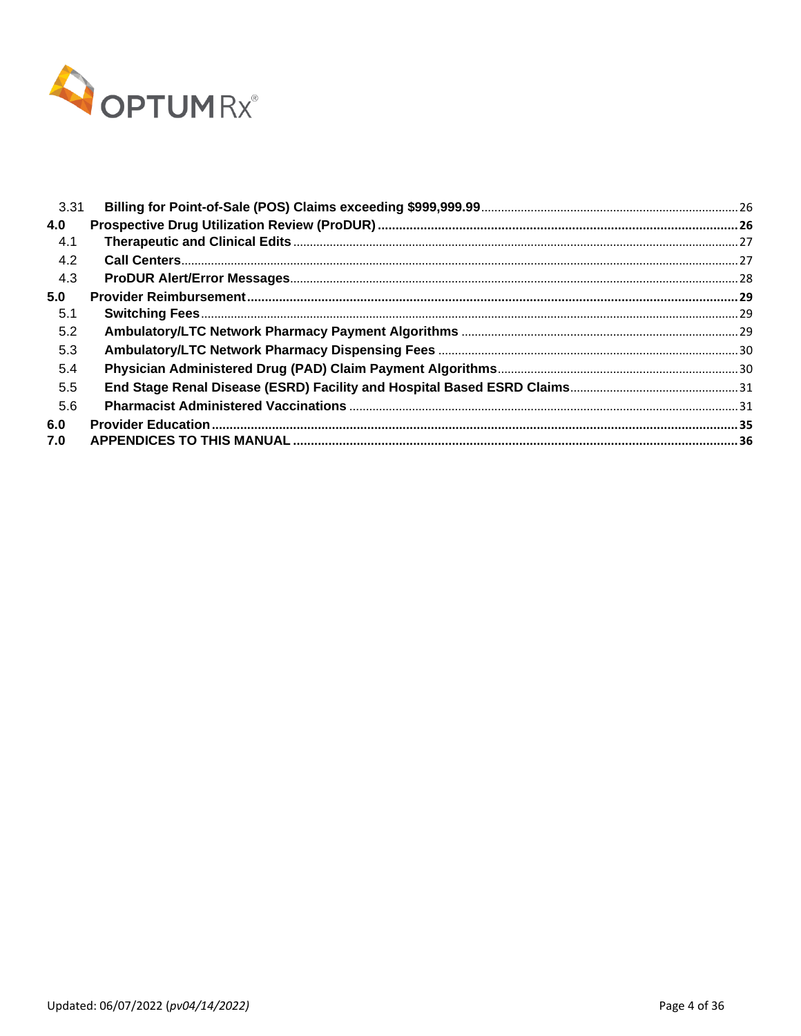| | | |
|---|---|---|
| 3.31 | **Billing for Point-of-Sale (POS) Claims exceeding $999,999.99** | 26 |
| **4.0** | **Prospective Drug Utilization Review (ProDUR)** | **26** |
| 4.1 | **Therapeutic and Clinical Edits** | 27 |
| 4.2 | **Call Centers** | 27 |
| 4.3 | **ProDUR Alert/Error Messages** | 28 |
| **5.0** | **Provider Reimbursement** | **29** |
| 5.1 | **Switching Fees** | 29 |
| 5.2 | **Ambulatory/LTC Network Pharmacy Payment Algorithms** | 29 |
| 5.3 | **Ambulatory/LTC Network Pharmacy Dispensing Fees** | 30 |
| 5.4 | **Physician Administered Drug (PAD) Claim Payment Algorithms** | 30 |
| 5.5 | **End Stage Renal Disease (ESRD) Facility and Hospital Based ESRD Claims** | 31 |
| 5.6 | **Pharmacist Administered Vaccinations** | 31 |
| **6.0** | **Provider Education** | **35** |
| **7.0** | **APPENDICES TO THIS MANUAL** | **36** |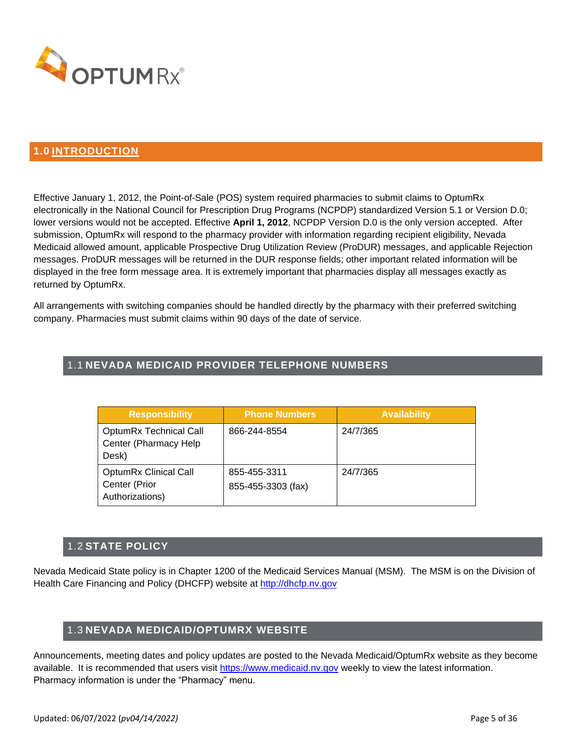# 1.0 INTRODUCTION

Effective January 1, 2012, the Point-of-Sale (POS) system required pharmacies to submit claims to OptumRx electronically in the National Council for Prescription Drug Programs (NCPDP) standardized Version 5.1 or Version D.0; lower versions would not be accepted. Effective **April 1, 2012**, NCPDP Version D.0 is the only version accepted. After submission, OptumRx will respond to the pharmacy provider with information regarding recipient eligibility, Nevada Medicaid allowed amount, applicable Prospective Drug Utilization Review (ProDUR) messages, and applicable Rejection messages. ProDUR messages will be returned in the DUR response fields; other important related information will be displayed in the free form message area. It is extremely important that pharmacies display all messages exactly as returned by OptumRx.

All arrangements with switching companies should be handled directly by the pharmacy with their preferred switching company. Pharmacies must submit claims within 90 days of the date of service.

## 1.1 NEVADA MEDICAID PROVIDER TELEPHONE NUMBERS

| Responsibility | Phone Numbers | Availability |
|---|---|---|
| OptumRx Technical Call Center (Pharmacy Help Desk) | 866-244-8554 | 24/7/365 |
| OptumRx Clinical Call Center (Prior Authorizations) | 855-455-3311<br>855-455-3303 (fax) | 24/7/365 |

## 1.2 STATE POLICY

Nevada Medicaid State policy is in Chapter 1200 of the Medicaid Services Manual (MSM). The MSM is on the Division of Health Care Financing and Policy (DHCFP) website at http://dhcfp.nv.gov

## 1.3 NEVADA MEDICAID/OPTUMRX WEBSITE

Announcements, meeting dates and policy updates are posted to the Nevada Medicaid/OptumRx website as they become available. It is recommended that users visit https://www.medicaid.nv.gov weekly to view the latest information. Pharmacy information is under the "Pharmacy" menu.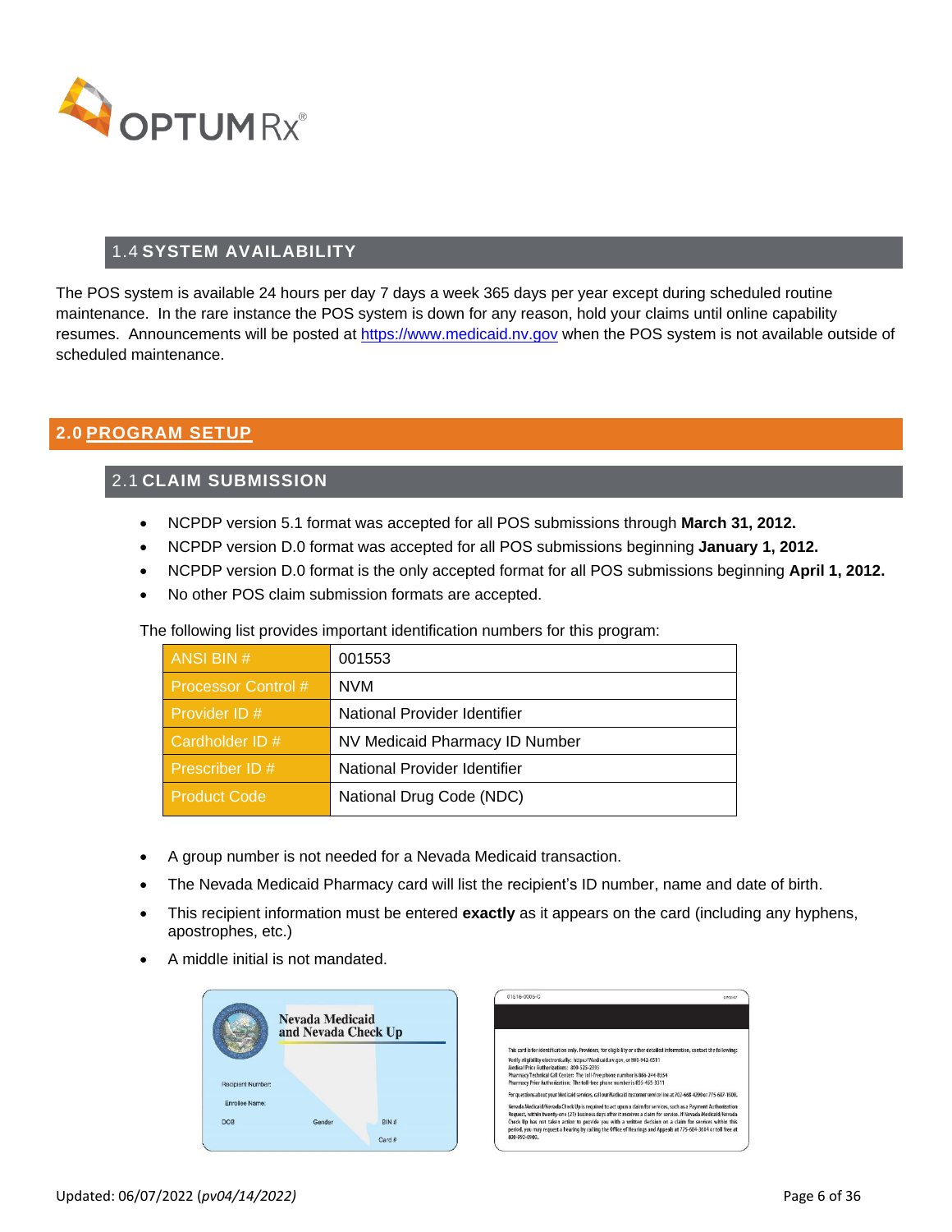### 1.4 SYSTEM AVAILABILITY

The POS system is available 24 hours per day 7 days a week 365 days per year except during scheduled routine maintenance. In the rare instance the POS system is down for any reason, hold your claims until online capability resumes. Announcements will be posted at https://www.medicaid.nv.gov when the POS system is not available outside of scheduled maintenance.

## 2.0 PROGRAM SETUP

### 2.1 CLAIM SUBMISSION

- NCPDP version 5.1 format was accepted for all POS submissions through **March 31, 2012.**
- NCPDP version D.0 format was accepted for all POS submissions beginning **January 1, 2012.**
- NCPDP version D.0 format is the only accepted format for all POS submissions beginning **April 1, 2012.**
- No other POS claim submission formats are accepted.

The following list provides important identification numbers for this program:

| | |
|---|---|
| ANSI BIN # | 001553 |
| Processor Control # | NVM |
| Provider ID # | National Provider Identifier |
| Cardholder ID # | NV Medicaid Pharmacy ID Number |
| Prescriber ID # | National Provider Identifier |
| Product Code | National Drug Code (NDC) |

- A group number is not needed for a Nevada Medicaid transaction.
- The Nevada Medicaid Pharmacy card will list the recipient's ID number, name and date of birth.
- This recipient information must be entered **exactly** as it appears on the card (including any hyphens, apostrophes, etc.)
- A middle initial is not mandated.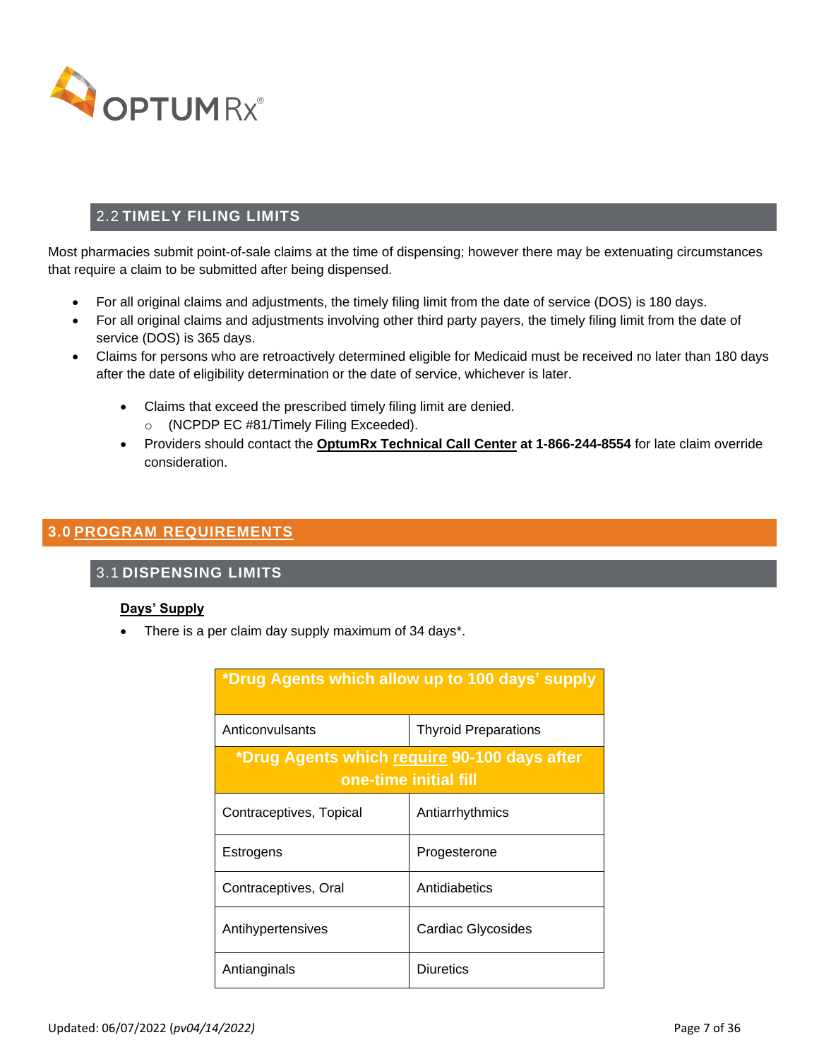## 2.2 TIMELY FILING LIMITS

Most pharmacies submit point-of-sale claims at the time of dispensing; however there may be extenuating circumstances that require a claim to be submitted after being dispensed.

- For all original claims and adjustments, the timely filing limit from the date of service (DOS) is 180 days.
- For all original claims and adjustments involving other third party payers, the timely filing limit from the date of service (DOS) is 365 days.
- Claims for persons who are retroactively determined eligible for Medicaid must be received no later than 180 days after the date of eligibility determination or the date of service, whichever is later.
  - Claims that exceed the prescribed timely filing limit are denied.
    - (NCPDP EC #81/Timely Filing Exceeded).
  - Providers should contact the **OptumRx Technical Call Center at 1-866-244-8554** for late claim override consideration.

# 3.0 PROGRAM REQUIREMENTS

## 3.1 DISPENSING LIMITS

**Days' Supply**

- There is a per claim day supply maximum of 34 days*.

| *Drug Agents which allow up to 100 days' supply | |
|---|---|
| Anticonvulsants | Thyroid Preparations |
| **\*Drug Agents which require 90-100 days after one-time initial fill** | |
| Contraceptives, Topical | Antiarrhythmics |
| Estrogens | Progesterone |
| Contraceptives, Oral | Antidiabetics |
| Antihypertensives | Cardiac Glycosides |
| Antianginals | Diuretics |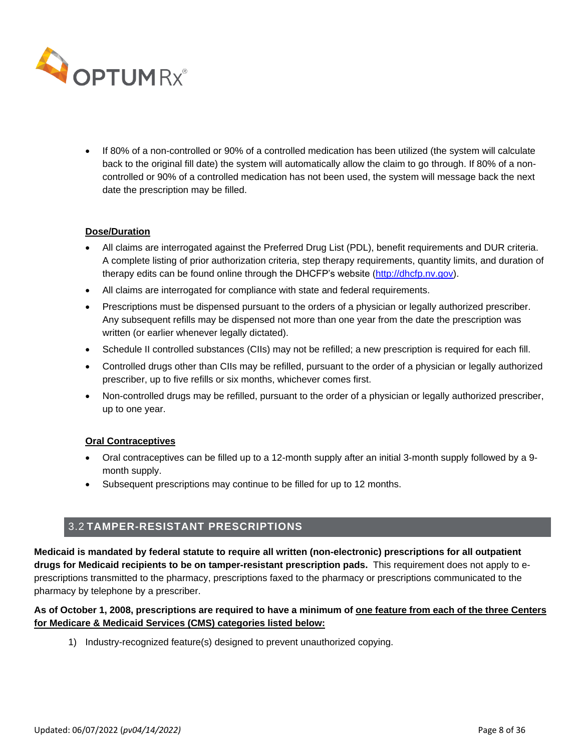- If 80% of a non-controlled or 90% of a controlled medication has been utilized (the system will calculate back to the original fill date) the system will automatically allow the claim to go through. If 80% of a non-controlled or 90% of a controlled medication has not been used, the system will message back the next date the prescription may be filled.

**Dose/Duration**

- All claims are interrogated against the Preferred Drug List (PDL), benefit requirements and DUR criteria. A complete listing of prior authorization criteria, step therapy requirements, quantity limits, and duration of therapy edits can be found online through the DHCFP's website (http://dhcfp.nv.gov).
- All claims are interrogated for compliance with state and federal requirements.
- Prescriptions must be dispensed pursuant to the orders of a physician or legally authorized prescriber. Any subsequent refills may be dispensed not more than one year from the date the prescription was written (or earlier whenever legally dictated).
- Schedule II controlled substances (CIIs) may not be refilled; a new prescription is required for each fill.
- Controlled drugs other than CIIs may be refilled, pursuant to the order of a physician or legally authorized prescriber, up to five refills or six months, whichever comes first.
- Non-controlled drugs may be refilled, pursuant to the order of a physician or legally authorized prescriber, up to one year.

**Oral Contraceptives**

- Oral contraceptives can be filled up to a 12-month supply after an initial 3-month supply followed by a 9-month supply.
- Subsequent prescriptions may continue to be filled for up to 12 months.

## 3.2 TAMPER-RESISTANT PRESCRIPTIONS

**Medicaid is mandated by federal statute to require all written (non-electronic) prescriptions for all outpatient drugs for Medicaid recipients to be on tamper-resistant prescription pads.** This requirement does not apply to e-prescriptions transmitted to the pharmacy, prescriptions faxed to the pharmacy or prescriptions communicated to the pharmacy by telephone by a prescriber.

**As of October 1, 2008, prescriptions are required to have a minimum of one feature from each of the three Centers for Medicare & Medicaid Services (CMS) categories listed below:**

1) Industry-recognized feature(s) designed to prevent unauthorized copying.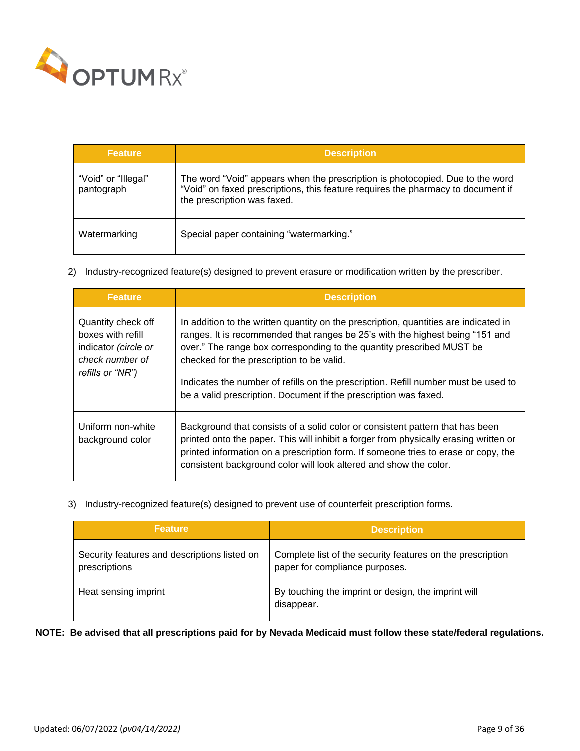| Feature | Description |
|---|---|
| "Void" or "Illegal" pantograph | The word "Void" appears when the prescription is photocopied. Due to the word "Void" on faxed prescriptions, this feature requires the pharmacy to document if the prescription was faxed. |
| Watermarking | Special paper containing "watermarking." |

2) Industry-recognized feature(s) designed to prevent erasure or modification written by the prescriber.

| Feature | Description |
|---|---|
| Quantity check off boxes with refill indicator *(circle or check number of refills or "NR")* | In addition to the written quantity on the prescription, quantities are indicated in ranges. It is recommended that ranges be 25's with the highest being "151 and over." The range box corresponding to the quantity prescribed MUST be checked for the prescription to be valid.<br><br>Indicates the number of refills on the prescription. Refill number must be used to be a valid prescription. Document if the prescription was faxed. |
| Uniform non-white background color | Background that consists of a solid color or consistent pattern that has been printed onto the paper. This will inhibit a forger from physically erasing written or printed information on a prescription form. If someone tries to erase or copy, the consistent background color will look altered and show the color. |

3) Industry-recognized feature(s) designed to prevent use of counterfeit prescription forms.

| Feature | Description |
|---|---|
| Security features and descriptions listed on prescriptions | Complete list of the security features on the prescription paper for compliance purposes. |
| Heat sensing imprint | By touching the imprint or design, the imprint will disappear. |

**NOTE: Be advised that all prescriptions paid for by Nevada Medicaid must follow these state/federal regulations.**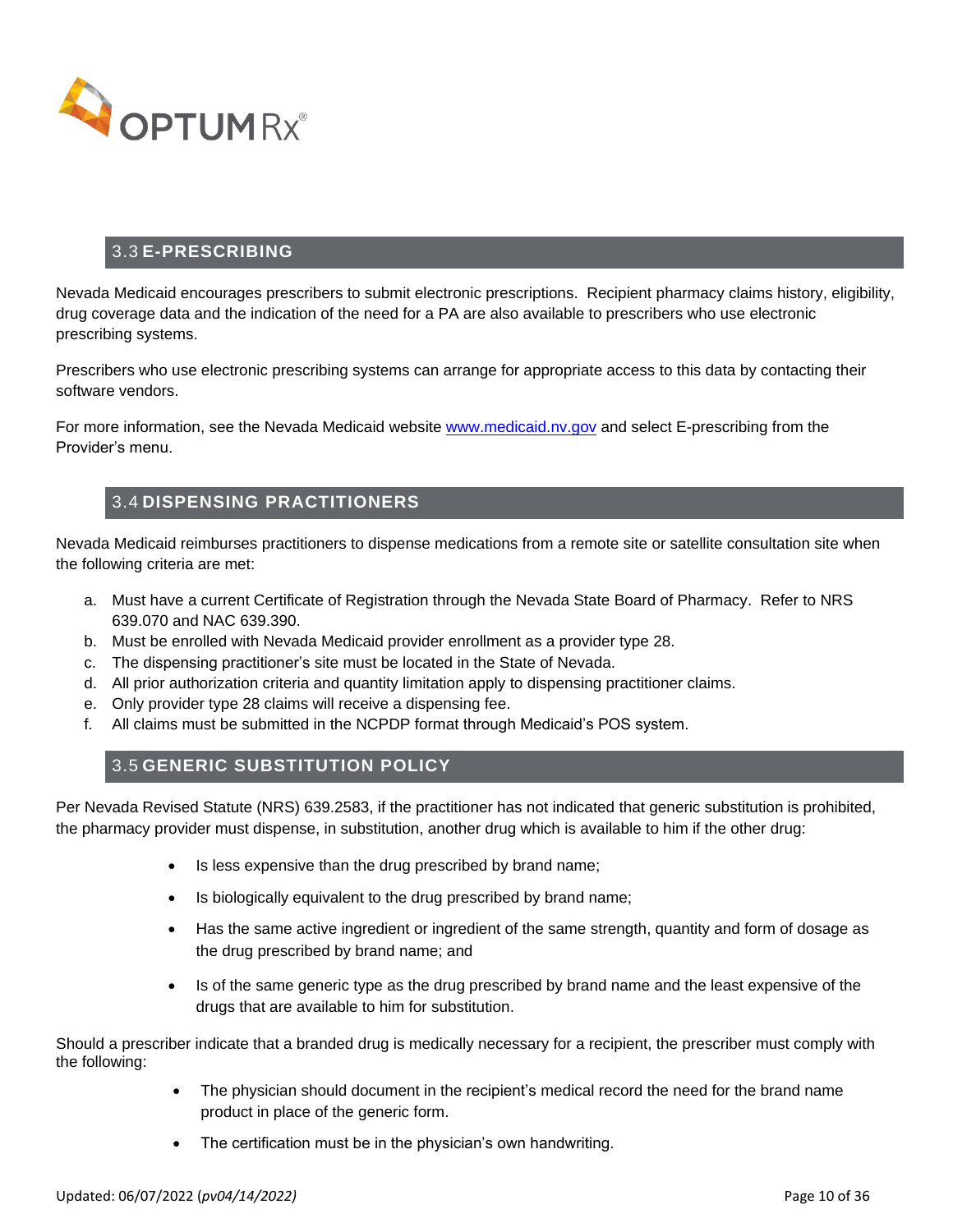## 3.3 E-PRESCRIBING

Nevada Medicaid encourages prescribers to submit electronic prescriptions. Recipient pharmacy claims history, eligibility, drug coverage data and the indication of the need for a PA are also available to prescribers who use electronic prescribing systems.

Prescribers who use electronic prescribing systems can arrange for appropriate access to this data by contacting their software vendors.

For more information, see the Nevada Medicaid website [www.medicaid.nv.gov](http://www.medicaid.nv.gov) and select E-prescribing from the Provider's menu.

## 3.4 DISPENSING PRACTITIONERS

Nevada Medicaid reimburses practitioners to dispense medications from a remote site or satellite consultation site when the following criteria are met:

a. Must have a current Certificate of Registration through the Nevada State Board of Pharmacy. Refer to NRS 639.070 and NAC 639.390.
b. Must be enrolled with Nevada Medicaid provider enrollment as a provider type 28.
c. The dispensing practitioner's site must be located in the State of Nevada.
d. All prior authorization criteria and quantity limitation apply to dispensing practitioner claims.
e. Only provider type 28 claims will receive a dispensing fee.
f. All claims must be submitted in the NCPDP format through Medicaid's POS system.

## 3.5 GENERIC SUBSTITUTION POLICY

Per Nevada Revised Statute (NRS) 639.2583, if the practitioner has not indicated that generic substitution is prohibited, the pharmacy provider must dispense, in substitution, another drug which is available to him if the other drug:

- Is less expensive than the drug prescribed by brand name;
- Is biologically equivalent to the drug prescribed by brand name;
- Has the same active ingredient or ingredient of the same strength, quantity and form of dosage as the drug prescribed by brand name; and
- Is of the same generic type as the drug prescribed by brand name and the least expensive of the drugs that are available to him for substitution.

Should a prescriber indicate that a branded drug is medically necessary for a recipient, the prescriber must comply with the following:

- The physician should document in the recipient's medical record the need for the brand name product in place of the generic form.
- The certification must be in the physician's own handwriting.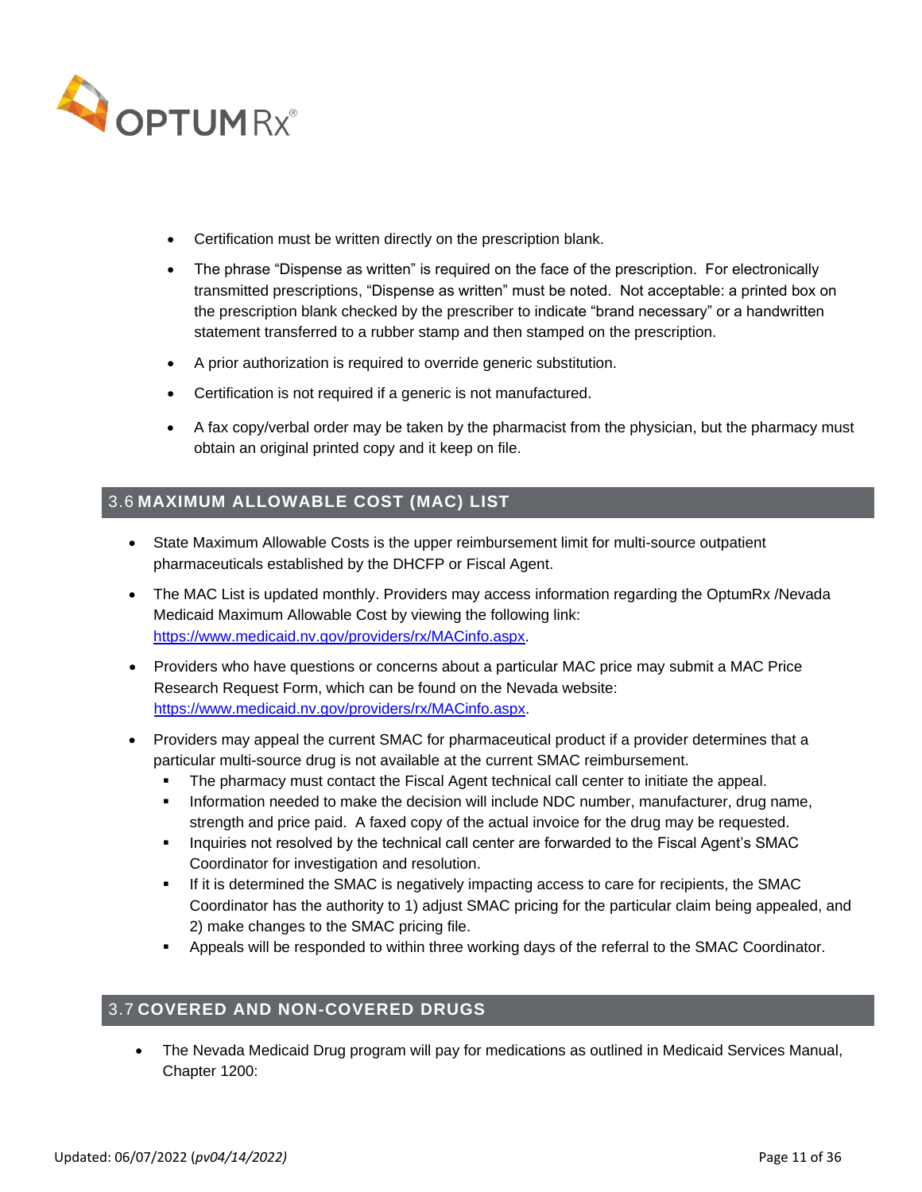- Certification must be written directly on the prescription blank.
- The phrase "Dispense as written" is required on the face of the prescription. For electronically transmitted prescriptions, "Dispense as written" must be noted. Not acceptable: a printed box on the prescription blank checked by the prescriber to indicate "brand necessary" or a handwritten statement transferred to a rubber stamp and then stamped on the prescription.
- A prior authorization is required to override generic substitution.
- Certification is not required if a generic is not manufactured.
- A fax copy/verbal order may be taken by the pharmacist from the physician, but the pharmacy must obtain an original printed copy and it keep on file.

## 3.6 MAXIMUM ALLOWABLE COST (MAC) LIST

- State Maximum Allowable Costs is the upper reimbursement limit for multi-source outpatient pharmaceuticals established by the DHCFP or Fiscal Agent.
- The MAC List is updated monthly. Providers may access information regarding the OptumRx /Nevada Medicaid Maximum Allowable Cost by viewing the following link: https://www.medicaid.nv.gov/providers/rx/MACinfo.aspx.
- Providers who have questions or concerns about a particular MAC price may submit a MAC Price Research Request Form, which can be found on the Nevada website: https://www.medicaid.nv.gov/providers/rx/MACinfo.aspx.
- Providers may appeal the current SMAC for pharmaceutical product if a provider determines that a particular multi-source drug is not available at the current SMAC reimbursement.
  - The pharmacy must contact the Fiscal Agent technical call center to initiate the appeal.
  - Information needed to make the decision will include NDC number, manufacturer, drug name, strength and price paid. A faxed copy of the actual invoice for the drug may be requested.
  - Inquiries not resolved by the technical call center are forwarded to the Fiscal Agent's SMAC Coordinator for investigation and resolution.
  - If it is determined the SMAC is negatively impacting access to care for recipients, the SMAC Coordinator has the authority to 1) adjust SMAC pricing for the particular claim being appealed, and 2) make changes to the SMAC pricing file.
  - Appeals will be responded to within three working days of the referral to the SMAC Coordinator.

## 3.7 COVERED AND NON-COVERED DRUGS

- The Nevada Medicaid Drug program will pay for medications as outlined in Medicaid Services Manual, Chapter 1200: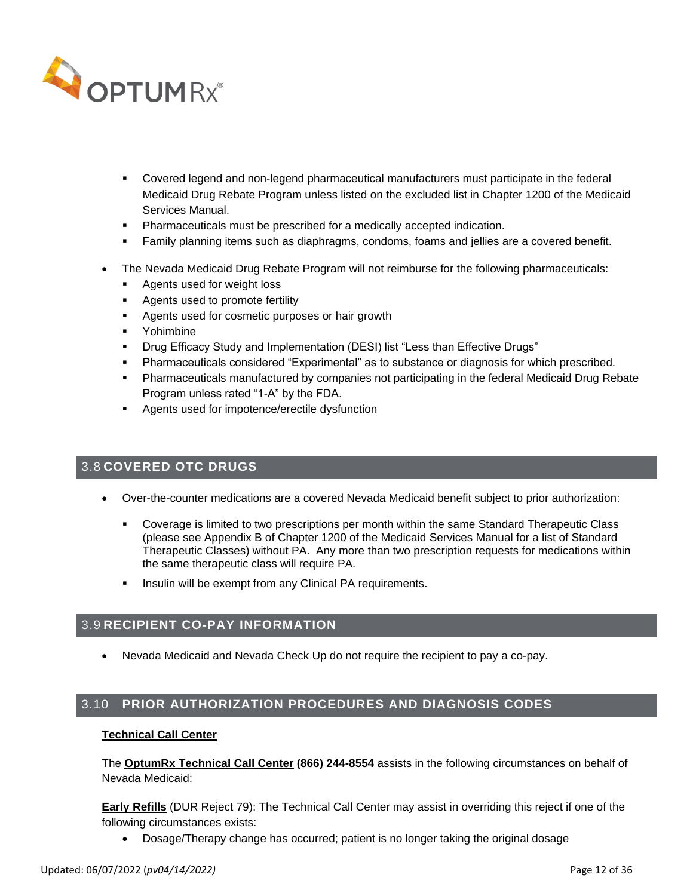- Covered legend and non-legend pharmaceutical manufacturers must participate in the federal Medicaid Drug Rebate Program unless listed on the excluded list in Chapter 1200 of the Medicaid Services Manual.
   - Pharmaceuticals must be prescribed for a medically accepted indication.
   - Family planning items such as diaphragms, condoms, foams and jellies are a covered benefit.

- The Nevada Medicaid Drug Rebate Program will not reimburse for the following pharmaceuticals:
   - Agents used for weight loss
   - Agents used to promote fertility
   - Agents used for cosmetic purposes or hair growth
   - Yohimbine
   - Drug Efficacy Study and Implementation (DESI) list "Less than Effective Drugs"
   - Pharmaceuticals considered "Experimental" as to substance or diagnosis for which prescribed.
   - Pharmaceuticals manufactured by companies not participating in the federal Medicaid Drug Rebate Program unless rated "1-A" by the FDA.
   - Agents used for impotence/erectile dysfunction

## 3.8 COVERED OTC DRUGS

- Over-the-counter medications are a covered Nevada Medicaid benefit subject to prior authorization:
   - Coverage is limited to two prescriptions per month within the same Standard Therapeutic Class (please see Appendix B of Chapter 1200 of the Medicaid Services Manual for a list of Standard Therapeutic Classes) without PA. Any more than two prescription requests for medications within the same therapeutic class will require PA.
   - Insulin will be exempt from any Clinical PA requirements.

## 3.9 RECIPIENT CO-PAY INFORMATION

- Nevada Medicaid and Nevada Check Up do not require the recipient to pay a co-pay.

## 3.10 PRIOR AUTHORIZATION PROCEDURES AND DIAGNOSIS CODES

**Technical Call Center**

The **OptumRx Technical Call Center (866) 244-8554** assists in the following circumstances on behalf of Nevada Medicaid:

**Early Refills** (DUR Reject 79): The Technical Call Center may assist in overriding this reject if one of the following circumstances exists:

- Dosage/Therapy change has occurred; patient is no longer taking the original dosage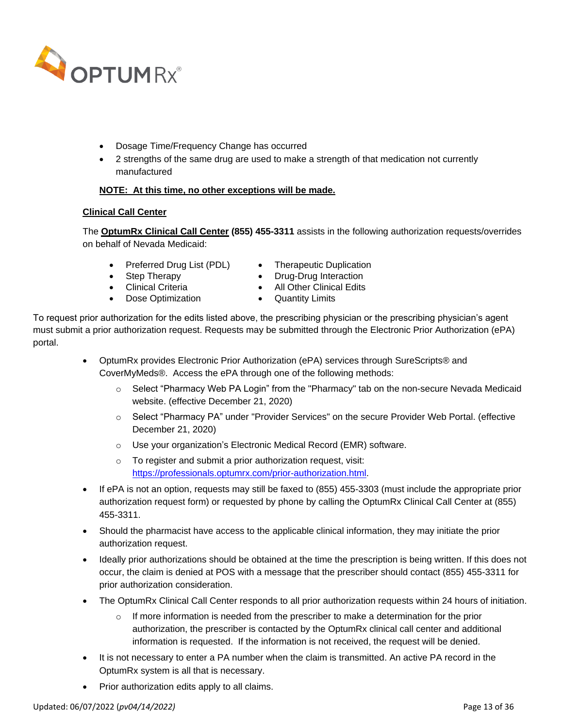- Dosage Time/Frequency Change has occurred
- 2 strengths of the same drug are used to make a strength of that medication not currently manufactured

**NOTE: At this time, no other exceptions will be made.**

**Clinical Call Center**

The **OptumRx Clinical Call Center (855) 455-3311** assists in the following authorization requests/overrides on behalf of Nevada Medicaid:

- Preferred Drug List (PDL)
- Step Therapy
- Clinical Criteria
- Dose Optimization
- Therapeutic Duplication
- Drug-Drug Interaction
- All Other Clinical Edits
- Quantity Limits

To request prior authorization for the edits listed above, the prescribing physician or the prescribing physician's agent must submit a prior authorization request. Requests may be submitted through the Electronic Prior Authorization (ePA) portal.

- OptumRx provides Electronic Prior Authorization (ePA) services through SureScripts® and CoverMyMeds®. Access the ePA through one of the following methods:
  - Select "Pharmacy Web PA Login" from the "Pharmacy" tab on the non-secure Nevada Medicaid website. (effective December 21, 2020)
  - Select "Pharmacy PA" under "Provider Services" on the secure Provider Web Portal. (effective December 21, 2020)
  - Use your organization's Electronic Medical Record (EMR) software.
  - To register and submit a prior authorization request, visit: https://professionals.optumrx.com/prior-authorization.html.
- If ePA is not an option, requests may still be faxed to (855) 455-3303 (must include the appropriate prior authorization request form) or requested by phone by calling the OptumRx Clinical Call Center at (855) 455-3311.
- Should the pharmacist have access to the applicable clinical information, they may initiate the prior authorization request.
- Ideally prior authorizations should be obtained at the time the prescription is being written. If this does not occur, the claim is denied at POS with a message that the prescriber should contact (855) 455-3311 for prior authorization consideration.
- The OptumRx Clinical Call Center responds to all prior authorization requests within 24 hours of initiation.
  - If more information is needed from the prescriber to make a determination for the prior authorization, the prescriber is contacted by the OptumRx clinical call center and additional information is requested. If the information is not received, the request will be denied.
- It is not necessary to enter a PA number when the claim is transmitted. An active PA record in the OptumRx system is all that is necessary.
- Prior authorization edits apply to all claims.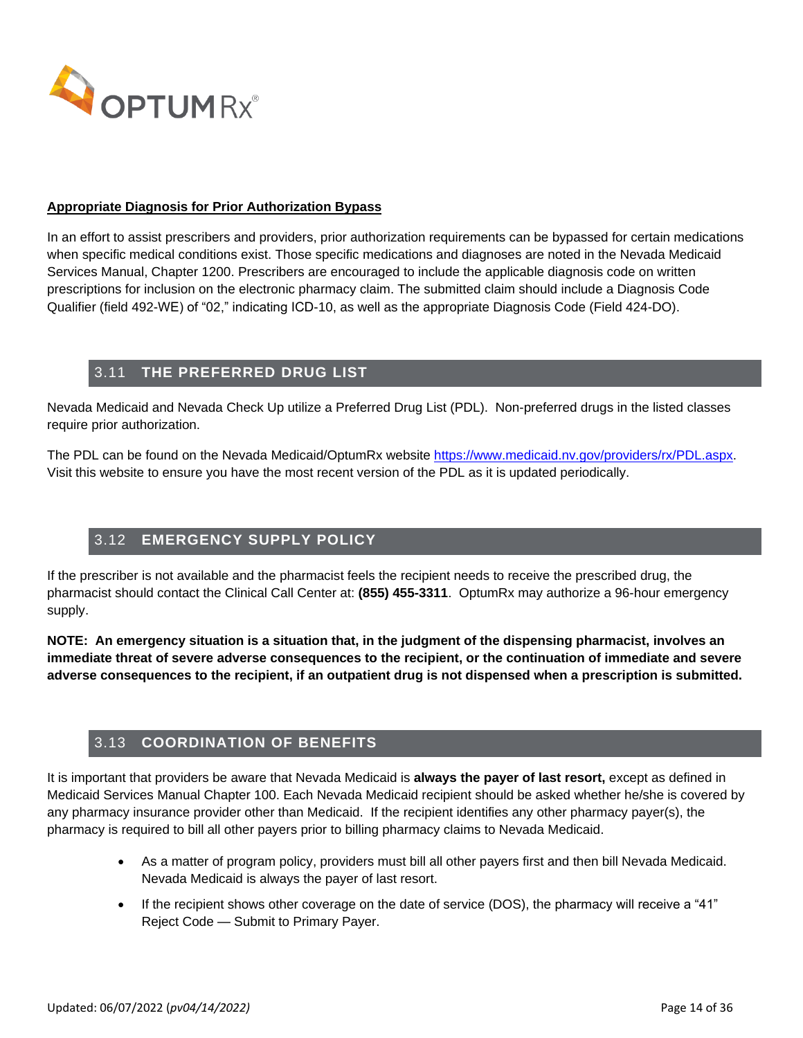**Appropriate Diagnosis for Prior Authorization Bypass**

In an effort to assist prescribers and providers, prior authorization requirements can be bypassed for certain medications when specific medical conditions exist. Those specific medications and diagnoses are noted in the Nevada Medicaid Services Manual, Chapter 1200. Prescribers are encouraged to include the applicable diagnosis code on written prescriptions for inclusion on the electronic pharmacy claim. The submitted claim should include a Diagnosis Code Qualifier (field 492-WE) of "02," indicating ICD-10, as well as the appropriate Diagnosis Code (Field 424-DO).

## 3.11 THE PREFERRED DRUG LIST

Nevada Medicaid and Nevada Check Up utilize a Preferred Drug List (PDL). Non-preferred drugs in the listed classes require prior authorization.

The PDL can be found on the Nevada Medicaid/OptumRx website [https://www.medicaid.nv.gov/providers/rx/PDL.aspx](https://www.medicaid.nv.gov/providers/rx/PDL.aspx). Visit this website to ensure you have the most recent version of the PDL as it is updated periodically.

## 3.12 EMERGENCY SUPPLY POLICY

If the prescriber is not available and the pharmacist feels the recipient needs to receive the prescribed drug, the pharmacist should contact the Clinical Call Center at: **(855) 455-3311**. OptumRx may authorize a 96-hour emergency supply.

**NOTE: An emergency situation is a situation that, in the judgment of the dispensing pharmacist, involves an immediate threat of severe adverse consequences to the recipient, or the continuation of immediate and severe adverse consequences to the recipient, if an outpatient drug is not dispensed when a prescription is submitted.**

## 3.13 COORDINATION OF BENEFITS

It is important that providers be aware that Nevada Medicaid is **always the payer of last resort,** except as defined in Medicaid Services Manual Chapter 100. Each Nevada Medicaid recipient should be asked whether he/she is covered by any pharmacy insurance provider other than Medicaid. If the recipient identifies any other pharmacy payer(s), the pharmacy is required to bill all other payers prior to billing pharmacy claims to Nevada Medicaid.

- As a matter of program policy, providers must bill all other payers first and then bill Nevada Medicaid. Nevada Medicaid is always the payer of last resort.
- If the recipient shows other coverage on the date of service (DOS), the pharmacy will receive a "41" Reject Code — Submit to Primary Payer.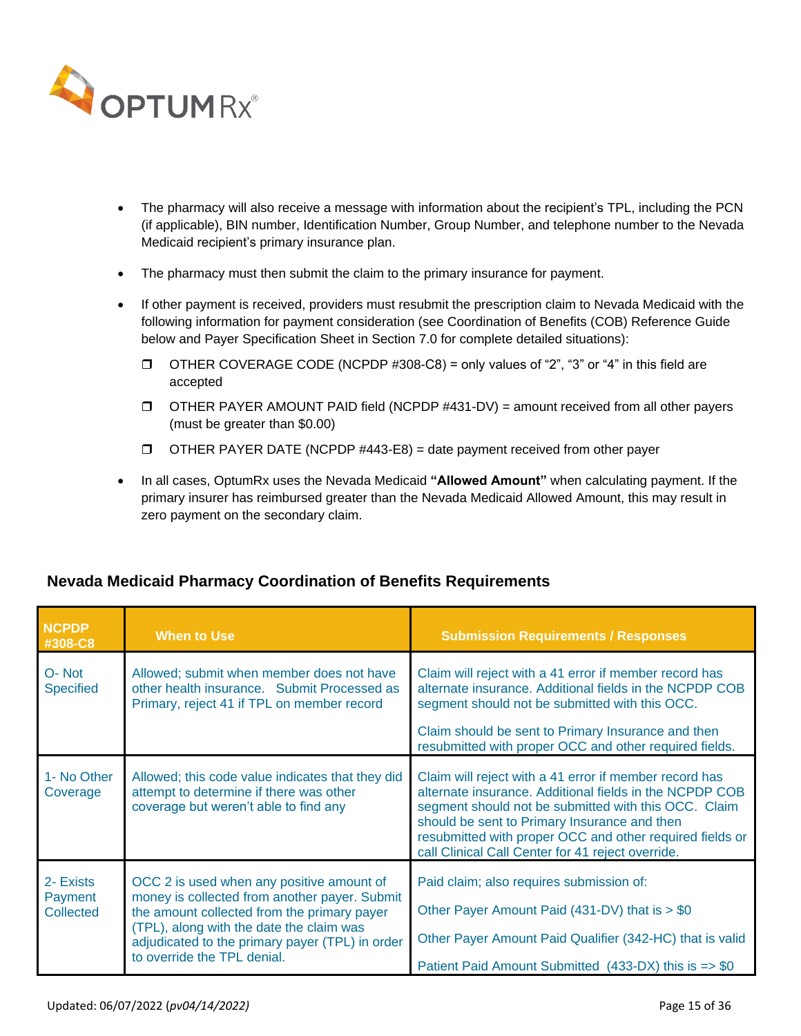- The pharmacy will also receive a message with information about the recipient's TPL, including the PCN (if applicable), BIN number, Identification Number, Group Number, and telephone number to the Nevada Medicaid recipient's primary insurance plan.
- The pharmacy must then submit the claim to the primary insurance for payment.
- If other payment is received, providers must resubmit the prescription claim to Nevada Medicaid with the following information for payment consideration (see Coordination of Benefits (COB) Reference Guide below and Payer Specification Sheet in Section 7.0 for complete detailed situations):
  - ❒ OTHER COVERAGE CODE (NCPDP #308-C8) = only values of "2", "3" or "4" in this field are accepted
  - ❒ OTHER PAYER AMOUNT PAID field (NCPDP #431-DV) = amount received from all other payers (must be greater than $0.00)
  - ❒ OTHER PAYER DATE (NCPDP #443-E8) = date payment received from other payer
- In all cases, OptumRx uses the Nevada Medicaid **"Allowed Amount"** when calculating payment. If the primary insurer has reimbursed greater than the Nevada Medicaid Allowed Amount, this may result in zero payment on the secondary claim.

### Nevada Medicaid Pharmacy Coordination of Benefits Requirements

| NCPDP #308-C8 | When to Use | Submission Requirements / Responses |
|---|---|---|
| O- Not Specified | Allowed; submit when member does not have other health insurance. Submit Processed as Primary, reject 41 if TPL on member record | Claim will reject with a 41 error if member record has alternate insurance. Additional fields in the NCPDP COB segment should not be submitted with this OCC.<br><br>Claim should be sent to Primary Insurance and then resubmitted with proper OCC and other required fields. |
| 1- No Other Coverage | Allowed; this code value indicates that they did attempt to determine if there was other coverage but weren't able to find any | Claim will reject with a 41 error if member record has alternate insurance. Additional fields in the NCPDP COB segment should not be submitted with this OCC. Claim should be sent to Primary Insurance and then resubmitted with proper OCC and other required fields or call Clinical Call Center for 41 reject override. |
| 2- Exists Payment Collected | OCC 2 is used when any positive amount of money is collected from another payer. Submit the amount collected from the primary payer (TPL), along with the date the claim was adjudicated to the primary payer (TPL) in order to override the TPL denial. | Paid claim; also requires submission of:<br><br>Other Payer Amount Paid (431-DV) that is > $0<br><br>Other Payer Amount Paid Qualifier (342-HC) that is valid<br><br>Patient Paid Amount Submitted (433-DX) this is => $0 |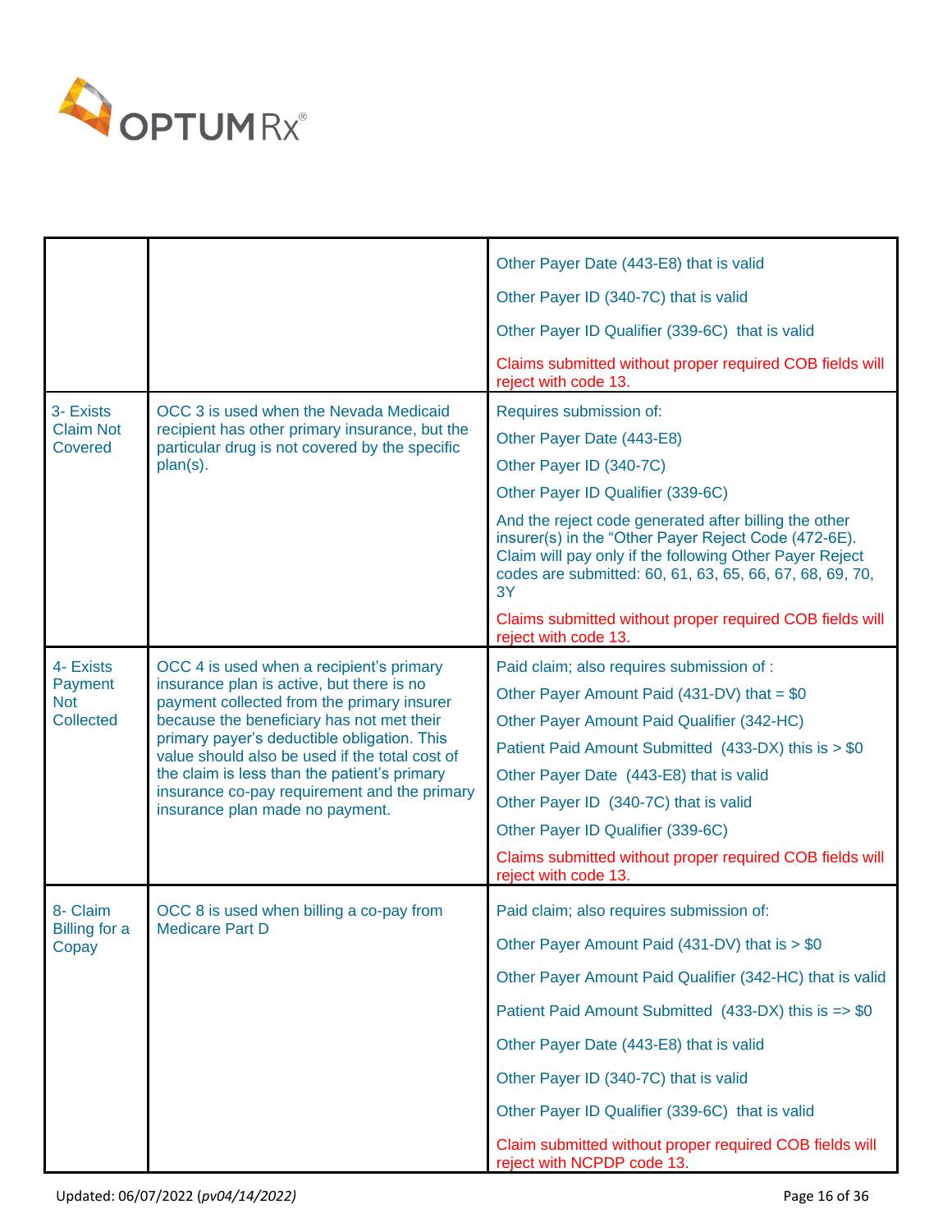| | | |
|---|---|---|
| | | Other Payer Date (443-E8) that is valid<br><br>Other Payer ID (340-7C) that is valid<br><br>Other Payer ID Qualifier (339-6C) that is valid<br><br>Claims submitted without proper required COB fields will reject with code 13. |
| 3- Exists Claim Not Covered | OCC 3 is used when the Nevada Medicaid recipient has other primary insurance, but the particular drug is not covered by the specific plan(s). | Requires submission of:<br><br>Other Payer Date (443-E8)<br><br>Other Payer ID (340-7C)<br><br>Other Payer ID Qualifier (339-6C)<br><br>And the reject code generated after billing the other insurer(s) in the "Other Payer Reject Code (472-6E). Claim will pay only if the following Other Payer Reject codes are submitted: 60, 61, 63, 65, 66, 67, 68, 69, 70, 3Y<br><br>Claims submitted without proper required COB fields will reject with code 13. |
| 4- Exists Payment Not Collected | OCC 4 is used when a recipient's primary insurance plan is active, but there is no payment collected from the primary insurer because the beneficiary has not met their primary payer's deductible obligation. This value should also be used if the total cost of the claim is less than the patient's primary insurance co-pay requirement and the primary insurance plan made no payment. | Paid claim; also requires submission of :<br><br>Other Payer Amount Paid (431-DV) that = $0<br><br>Other Payer Amount Paid Qualifier (342-HC)<br><br>Patient Paid Amount Submitted (433-DX) this is > $0<br><br>Other Payer Date (443-E8) that is valid<br><br>Other Payer ID (340-7C) that is valid<br><br>Other Payer ID Qualifier (339-6C)<br><br>Claims submitted without proper required COB fields will reject with code 13. |
| 8- Claim Billing for a Copay | OCC 8 is used when billing a co-pay from Medicare Part D | Paid claim; also requires submission of:<br><br>Other Payer Amount Paid (431-DV) that is > $0<br><br>Other Payer Amount Paid Qualifier (342-HC) that is valid<br><br>Patient Paid Amount Submitted (433-DX) this is => $0<br><br>Other Payer Date (443-E8) that is valid<br><br>Other Payer ID (340-7C) that is valid<br><br>Other Payer ID Qualifier (339-6C) that is valid<br><br>Claim submitted without proper required COB fields will reject with NCPDP code 13. |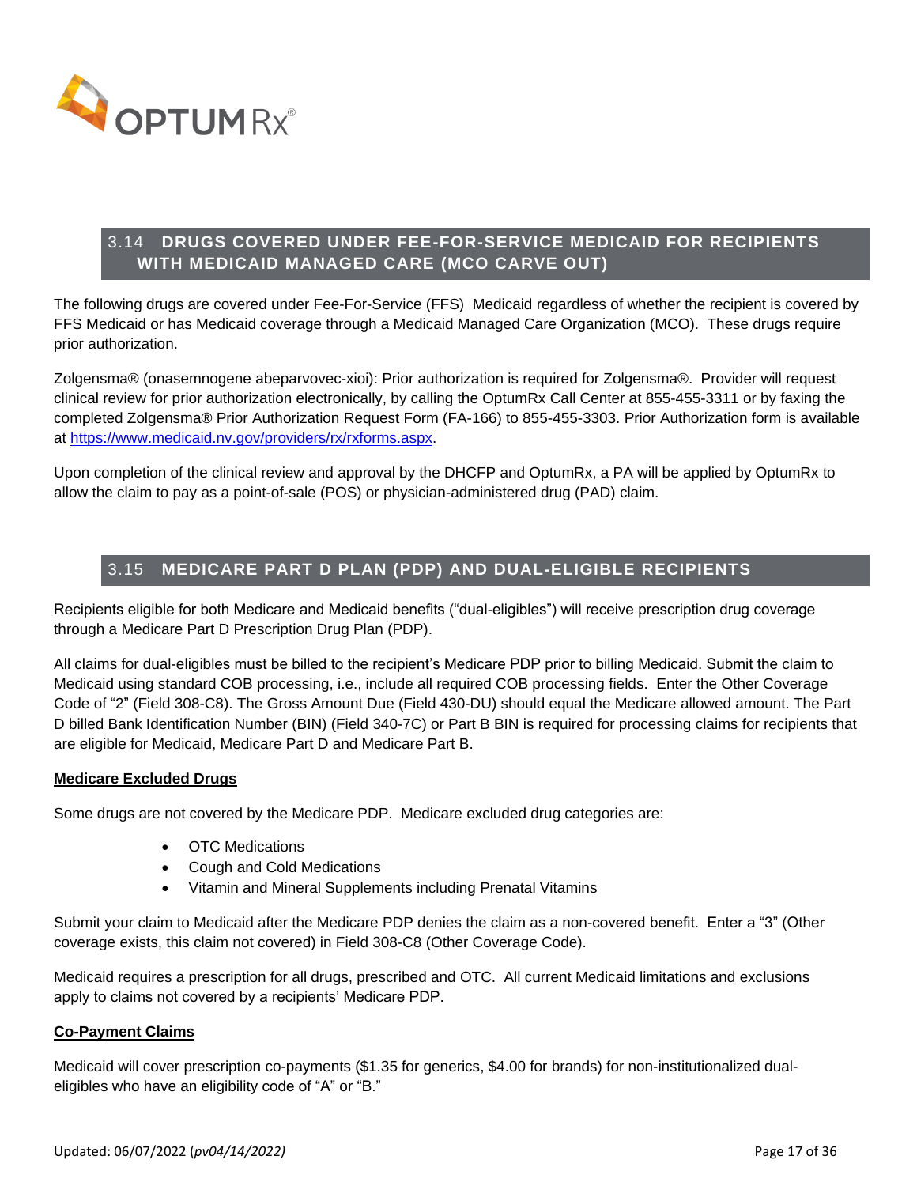## 3.14 DRUGS COVERED UNDER FEE-FOR-SERVICE MEDICAID FOR RECIPIENTS WITH MEDICAID MANAGED CARE (MCO CARVE OUT)

The following drugs are covered under Fee-For-Service (FFS) Medicaid regardless of whether the recipient is covered by FFS Medicaid or has Medicaid coverage through a Medicaid Managed Care Organization (MCO). These drugs require prior authorization.

Zolgensma® (onasemnogene abeparvovec-xioi): Prior authorization is required for Zolgensma®. Provider will request clinical review for prior authorization electronically, by calling the OptumRx Call Center at 855-455-3311 or by faxing the completed Zolgensma® Prior Authorization Request Form (FA-166) to 855-455-3303. Prior Authorization form is available at https://www.medicaid.nv.gov/providers/rx/rxforms.aspx.

Upon completion of the clinical review and approval by the DHCFP and OptumRx, a PA will be applied by OptumRx to allow the claim to pay as a point-of-sale (POS) or physician-administered drug (PAD) claim.

## 3.15 MEDICARE PART D PLAN (PDP) AND DUAL-ELIGIBLE RECIPIENTS

Recipients eligible for both Medicare and Medicaid benefits ("dual-eligibles") will receive prescription drug coverage through a Medicare Part D Prescription Drug Plan (PDP).

All claims for dual-eligibles must be billed to the recipient's Medicare PDP prior to billing Medicaid. Submit the claim to Medicaid using standard COB processing, i.e., include all required COB processing fields. Enter the Other Coverage Code of "2" (Field 308-C8). The Gross Amount Due (Field 430-DU) should equal the Medicare allowed amount. The Part D billed Bank Identification Number (BIN) (Field 340-7C) or Part B BIN is required for processing claims for recipients that are eligible for Medicaid, Medicare Part D and Medicare Part B.

**Medicare Excluded Drugs**

Some drugs are not covered by the Medicare PDP. Medicare excluded drug categories are:

- OTC Medications
- Cough and Cold Medications
- Vitamin and Mineral Supplements including Prenatal Vitamins

Submit your claim to Medicaid after the Medicare PDP denies the claim as a non-covered benefit. Enter a "3" (Other coverage exists, this claim not covered) in Field 308-C8 (Other Coverage Code).

Medicaid requires a prescription for all drugs, prescribed and OTC. All current Medicaid limitations and exclusions apply to claims not covered by a recipients' Medicare PDP.

**Co-Payment Claims**

Medicaid will cover prescription co-payments ($1.35 for generics, $4.00 for brands) for non-institutionalized dual-eligibles who have an eligibility code of "A" or "B."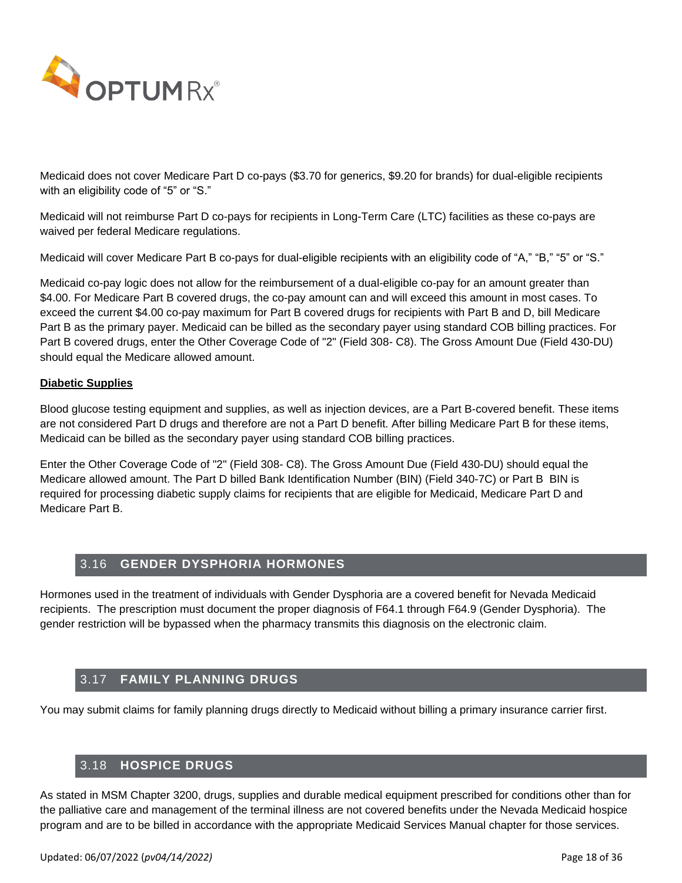Medicaid does not cover Medicare Part D co-pays ($3.70 for generics, $9.20 for brands) for dual-eligible recipients with an eligibility code of "5" or "S."

Medicaid will not reimburse Part D co-pays for recipients in Long-Term Care (LTC) facilities as these co-pays are waived per federal Medicare regulations.

Medicaid will cover Medicare Part B co-pays for dual-eligible recipients with an eligibility code of "A," "B," "5" or "S."

Medicaid co-pay logic does not allow for the reimbursement of a dual-eligible co-pay for an amount greater than $4.00. For Medicare Part B covered drugs, the co-pay amount can and will exceed this amount in most cases. To exceed the current $4.00 co-pay maximum for Part B covered drugs for recipients with Part B and D, bill Medicare Part B as the primary payer. Medicaid can be billed as the secondary payer using standard COB billing practices. For Part B covered drugs, enter the Other Coverage Code of "2" (Field 308- C8). The Gross Amount Due (Field 430-DU) should equal the Medicare allowed amount.

**Diabetic Supplies**

Blood glucose testing equipment and supplies, as well as injection devices, are a Part B-covered benefit. These items are not considered Part D drugs and therefore are not a Part D benefit. After billing Medicare Part B for these items, Medicaid can be billed as the secondary payer using standard COB billing practices.

Enter the Other Coverage Code of "2" (Field 308- C8). The Gross Amount Due (Field 430-DU) should equal the Medicare allowed amount. The Part D billed Bank Identification Number (BIN) (Field 340-7C) or Part B BIN is required for processing diabetic supply claims for recipients that are eligible for Medicaid, Medicare Part D and Medicare Part B.

## 3.16 GENDER DYSPHORIA HORMONES

Hormones used in the treatment of individuals with Gender Dysphoria are a covered benefit for Nevada Medicaid recipients. The prescription must document the proper diagnosis of F64.1 through F64.9 (Gender Dysphoria). The gender restriction will be bypassed when the pharmacy transmits this diagnosis on the electronic claim.

## 3.17 FAMILY PLANNING DRUGS

You may submit claims for family planning drugs directly to Medicaid without billing a primary insurance carrier first.

## 3.18 HOSPICE DRUGS

As stated in MSM Chapter 3200, drugs, supplies and durable medical equipment prescribed for conditions other than for the palliative care and management of the terminal illness are not covered benefits under the Nevada Medicaid hospice program and are to be billed in accordance with the appropriate Medicaid Services Manual chapter for those services.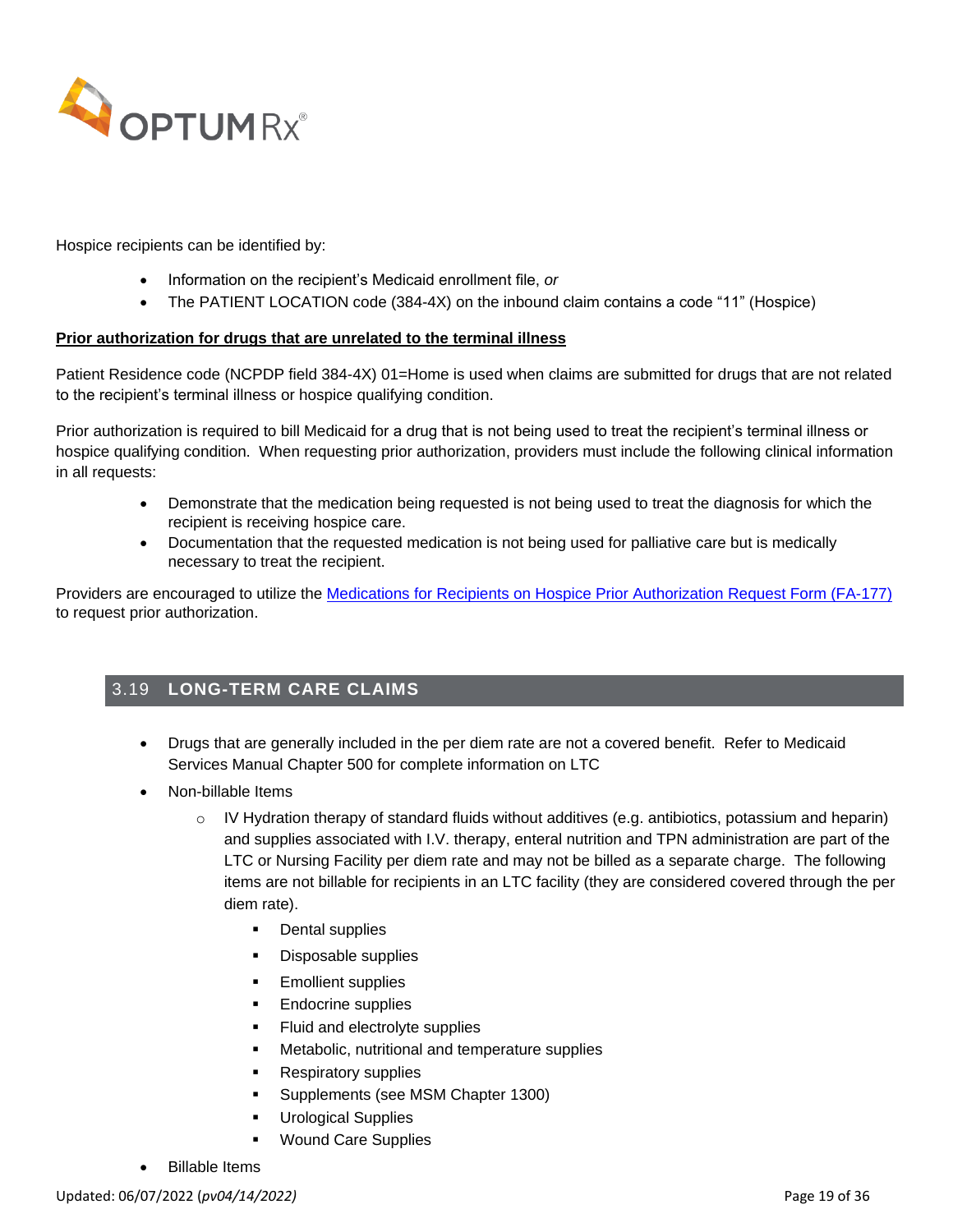Hospice recipients can be identified by:

- Information on the recipient's Medicaid enrollment file, *or*
- The PATIENT LOCATION code (384-4X) on the inbound claim contains a code "11" (Hospice)

**Prior authorization for drugs that are unrelated to the terminal illness**

Patient Residence code (NCPDP field 384-4X) 01=Home is used when claims are submitted for drugs that are not related to the recipient's terminal illness or hospice qualifying condition.

Prior authorization is required to bill Medicaid for a drug that is not being used to treat the recipient's terminal illness or hospice qualifying condition. When requesting prior authorization, providers must include the following clinical information in all requests:

- Demonstrate that the medication being requested is not being used to treat the diagnosis for which the recipient is receiving hospice care.
- Documentation that the requested medication is not being used for palliative care but is medically necessary to treat the recipient.

Providers are encouraged to utilize the Medications for Recipients on Hospice Prior Authorization Request Form (FA-177) to request prior authorization.

## 3.19 LONG-TERM CARE CLAIMS

- Drugs that are generally included in the per diem rate are not a covered benefit. Refer to Medicaid Services Manual Chapter 500 for complete information on LTC
- Non-billable Items
  - IV Hydration therapy of standard fluids without additives (e.g. antibiotics, potassium and heparin) and supplies associated with I.V. therapy, enteral nutrition and TPN administration are part of the LTC or Nursing Facility per diem rate and may not be billed as a separate charge. The following items are not billable for recipients in an LTC facility (they are considered covered through the per diem rate).
    - Dental supplies
    - Disposable supplies
    - Emollient supplies
    - Endocrine supplies
    - Fluid and electrolyte supplies
    - Metabolic, nutritional and temperature supplies
    - Respiratory supplies
    - Supplements (see MSM Chapter 1300)
    - Urological Supplies
    - Wound Care Supplies
- Billable Items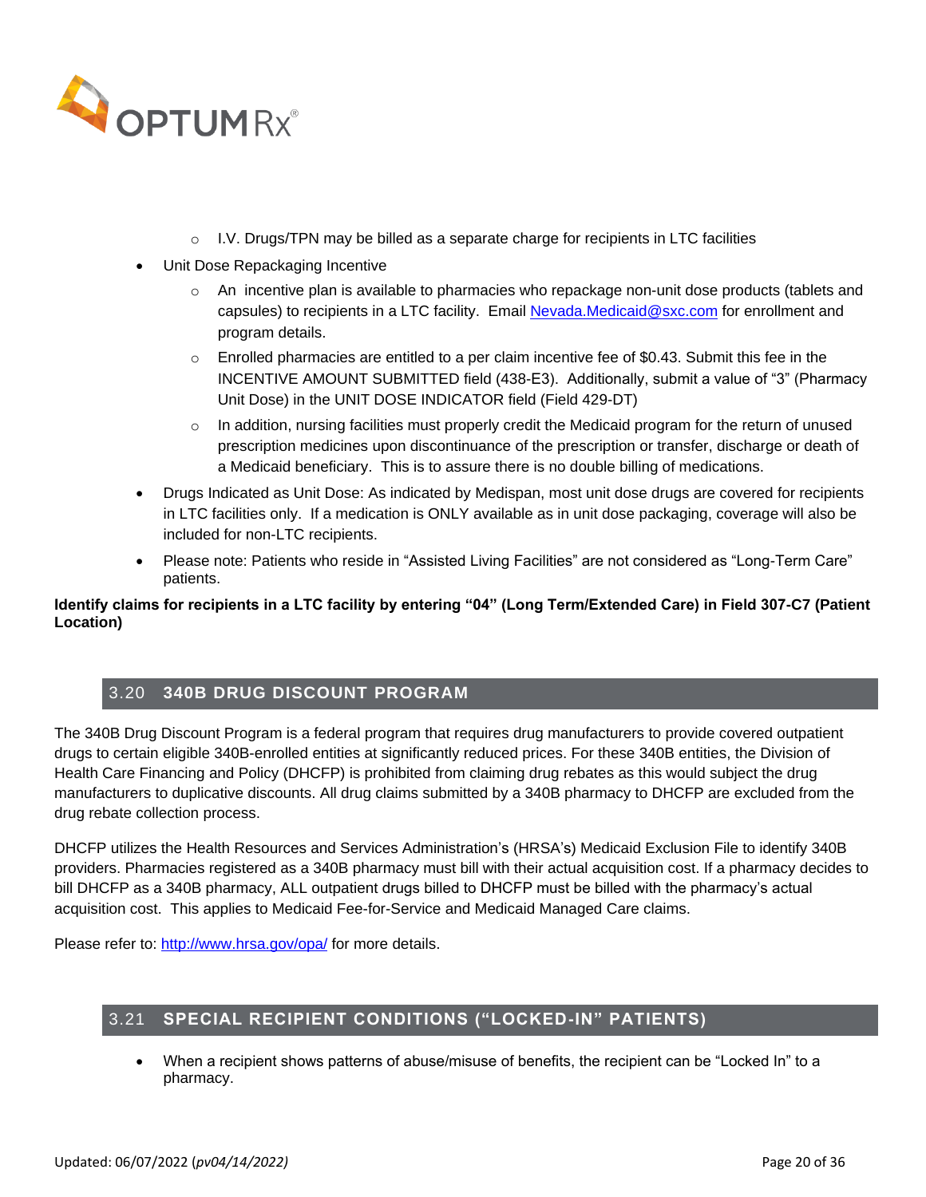- I.V. Drugs/TPN may be billed as a separate charge for recipients in LTC facilities

- Unit Dose Repackaging Incentive
  - An incentive plan is available to pharmacies who repackage non-unit dose products (tablets and capsules) to recipients in a LTC facility. Email Nevada.Medicaid@sxc.com for enrollment and program details.
  - Enrolled pharmacies are entitled to a per claim incentive fee of $0.43. Submit this fee in the INCENTIVE AMOUNT SUBMITTED field (438-E3). Additionally, submit a value of "3" (Pharmacy Unit Dose) in the UNIT DOSE INDICATOR field (Field 429-DT)
  - In addition, nursing facilities must properly credit the Medicaid program for the return of unused prescription medicines upon discontinuance of the prescription or transfer, discharge or death of a Medicaid beneficiary. This is to assure there is no double billing of medications.
- Drugs Indicated as Unit Dose: As indicated by Medispan, most unit dose drugs are covered for recipients in LTC facilities only. If a medication is ONLY available as in unit dose packaging, coverage will also be included for non-LTC recipients.
- Please note: Patients who reside in "Assisted Living Facilities" are not considered as "Long-Term Care" patients.

**Identify claims for recipients in a LTC facility by entering "04" (Long Term/Extended Care) in Field 307-C7 (Patient Location)**

## 3.20 340B DRUG DISCOUNT PROGRAM

The 340B Drug Discount Program is a federal program that requires drug manufacturers to provide covered outpatient drugs to certain eligible 340B-enrolled entities at significantly reduced prices. For these 340B entities, the Division of Health Care Financing and Policy (DHCFP) is prohibited from claiming drug rebates as this would subject the drug manufacturers to duplicative discounts. All drug claims submitted by a 340B pharmacy to DHCFP are excluded from the drug rebate collection process.

DHCFP utilizes the Health Resources and Services Administration's (HRSA's) Medicaid Exclusion File to identify 340B providers. Pharmacies registered as a 340B pharmacy must bill with their actual acquisition cost. If a pharmacy decides to bill DHCFP as a 340B pharmacy, ALL outpatient drugs billed to DHCFP must be billed with the pharmacy's actual acquisition cost. This applies to Medicaid Fee-for-Service and Medicaid Managed Care claims.

Please refer to: http://www.hrsa.gov/opa/ for more details.

## 3.21 SPECIAL RECIPIENT CONDITIONS ("LOCKED-IN" PATIENTS)

- When a recipient shows patterns of abuse/misuse of benefits, the recipient can be "Locked In" to a pharmacy.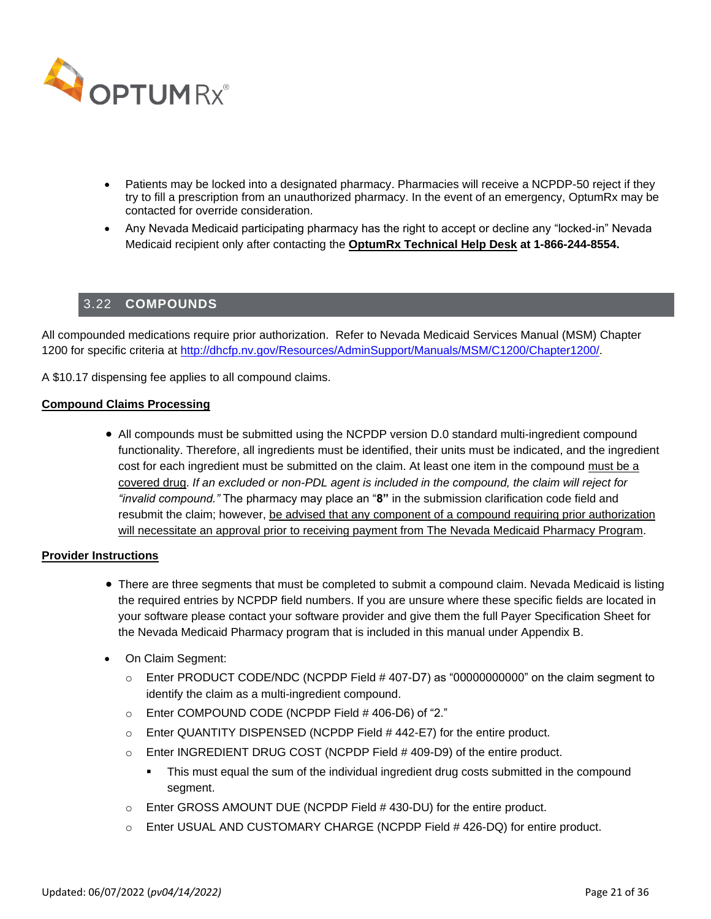- Patients may be locked into a designated pharmacy. Pharmacies will receive a NCPDP-50 reject if they try to fill a prescription from an unauthorized pharmacy. In the event of an emergency, OptumRx may be contacted for override consideration.
- Any Nevada Medicaid participating pharmacy has the right to accept or decline any "locked-in" Nevada Medicaid recipient only after contacting the **OptumRx Technical Help Desk at 1-866-244-8554.**

## 3.22 COMPOUNDS

All compounded medications require prior authorization. Refer to Nevada Medicaid Services Manual (MSM) Chapter 1200 for specific criteria at http://dhcfp.nv.gov/Resources/AdminSupport/Manuals/MSM/C1200/Chapter1200/.

A $10.17 dispensing fee applies to all compound claims.

**Compound Claims Processing**

- All compounds must be submitted using the NCPDP version D.0 standard multi-ingredient compound functionality. Therefore, all ingredients must be identified, their units must be indicated, and the ingredient cost for each ingredient must be submitted on the claim. At least one item in the compound must be a covered drug. *If an excluded or non-PDL agent is included in the compound, the claim will reject for "invalid compound."* The pharmacy may place an "**8"** in the submission clarification code field and resubmit the claim; however, be advised that any component of a compound requiring prior authorization will necessitate an approval prior to receiving payment from The Nevada Medicaid Pharmacy Program.

**Provider Instructions**

- There are three segments that must be completed to submit a compound claim. Nevada Medicaid is listing the required entries by NCPDP field numbers. If you are unsure where these specific fields are located in your software please contact your software provider and give them the full Payer Specification Sheet for the Nevada Medicaid Pharmacy program that is included in this manual under Appendix B.
- On Claim Segment:
  - Enter PRODUCT CODE/NDC (NCPDP Field # 407-D7) as "00000000000" on the claim segment to identify the claim as a multi-ingredient compound.
  - Enter COMPOUND CODE (NCPDP Field # 406-D6) of "2."
  - Enter QUANTITY DISPENSED (NCPDP Field # 442-E7) for the entire product.
  - Enter INGREDIENT DRUG COST (NCPDP Field # 409-D9) of the entire product.
    - This must equal the sum of the individual ingredient drug costs submitted in the compound segment.
  - Enter GROSS AMOUNT DUE (NCPDP Field # 430-DU) for the entire product.
  - Enter USUAL AND CUSTOMARY CHARGE (NCPDP Field # 426-DQ) for entire product.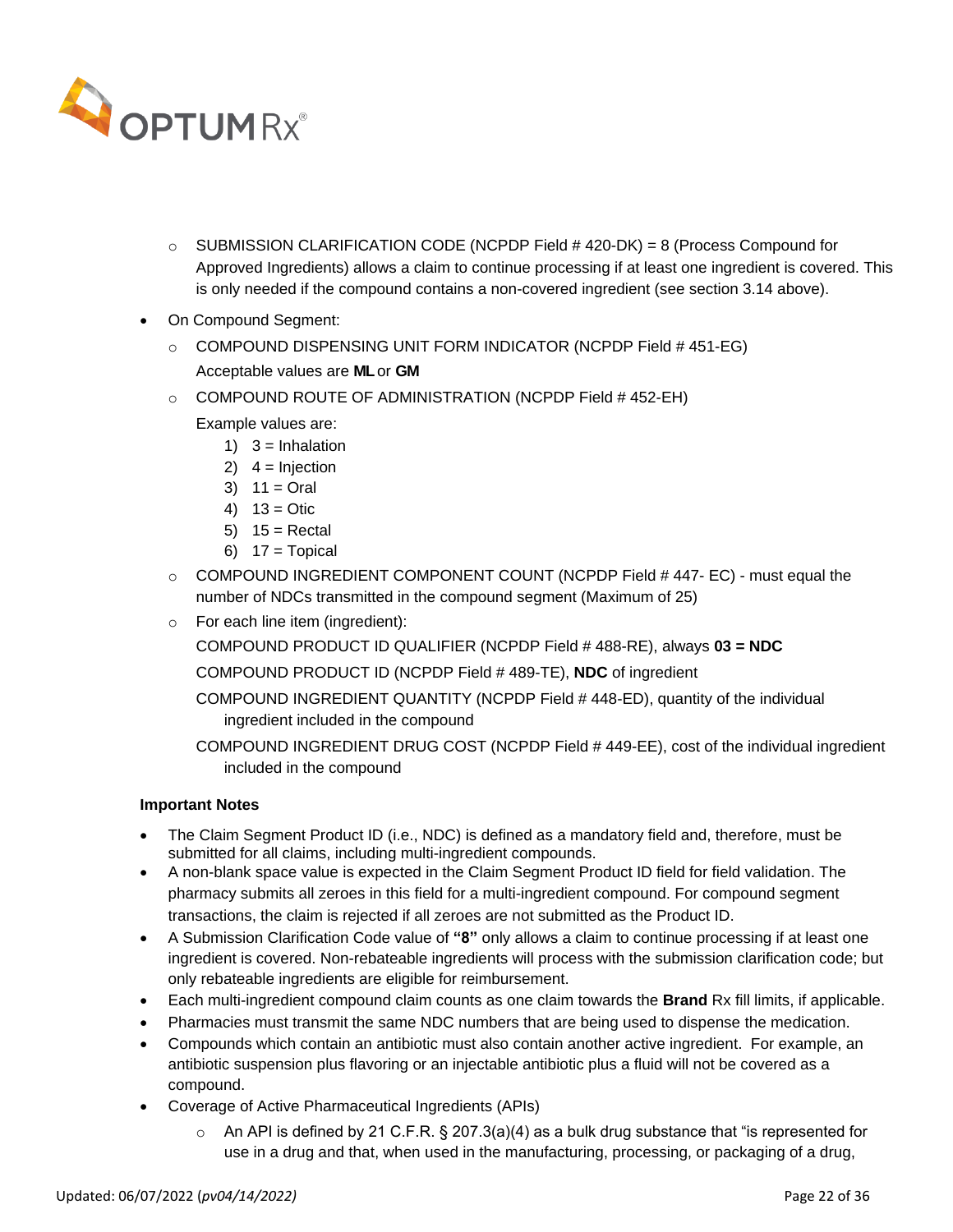- SUBMISSION CLARIFICATION CODE (NCPDP Field # 420-DK) = 8 (Process Compound for Approved Ingredients) allows a claim to continue processing if at least one ingredient is covered. This is only needed if the compound contains a non-covered ingredient (see section 3.14 above).

- On Compound Segment:
  - COMPOUND DISPENSING UNIT FORM INDICATOR (NCPDP Field # 451-EG)
    Acceptable values are **ML** or **GM**
  - COMPOUND ROUTE OF ADMINISTRATION (NCPDP Field # 452-EH)
    Example values are:
    1) 3 = Inhalation
    2) 4 = Injection
    3) 11 = Oral
    4) 13 = Otic
    5) 15 = Rectal
    6) 17 = Topical
  - COMPOUND INGREDIENT COMPONENT COUNT (NCPDP Field # 447- EC) - must equal the number of NDCs transmitted in the compound segment (Maximum of 25)
  - For each line item (ingredient):
    COMPOUND PRODUCT ID QUALIFIER (NCPDP Field # 488-RE), always **03 = NDC**
    COMPOUND PRODUCT ID (NCPDP Field # 489-TE), **NDC** of ingredient
    COMPOUND INGREDIENT QUANTITY (NCPDP Field # 448-ED), quantity of the individual ingredient included in the compound
    COMPOUND INGREDIENT DRUG COST (NCPDP Field # 449-EE), cost of the individual ingredient included in the compound

**Important Notes**

- The Claim Segment Product ID (i.e., NDC) is defined as a mandatory field and, therefore, must be submitted for all claims, including multi-ingredient compounds.
- A non-blank space value is expected in the Claim Segment Product ID field for field validation. The pharmacy submits all zeroes in this field for a multi-ingredient compound. For compound segment transactions, the claim is rejected if all zeroes are not submitted as the Product ID.
- A Submission Clarification Code value of **"8"** only allows a claim to continue processing if at least one ingredient is covered. Non-rebateable ingredients will process with the submission clarification code; but only rebateable ingredients are eligible for reimbursement.
- Each multi-ingredient compound claim counts as one claim towards the **Brand** Rx fill limits, if applicable.
- Pharmacies must transmit the same NDC numbers that are being used to dispense the medication.
- Compounds which contain an antibiotic must also contain another active ingredient. For example, an antibiotic suspension plus flavoring or an injectable antibiotic plus a fluid will not be covered as a compound.
- Coverage of Active Pharmaceutical Ingredients (APIs)
  - An API is defined by 21 C.F.R. § 207.3(a)(4) as a bulk drug substance that "is represented for use in a drug and that, when used in the manufacturing, processing, or packaging of a drug,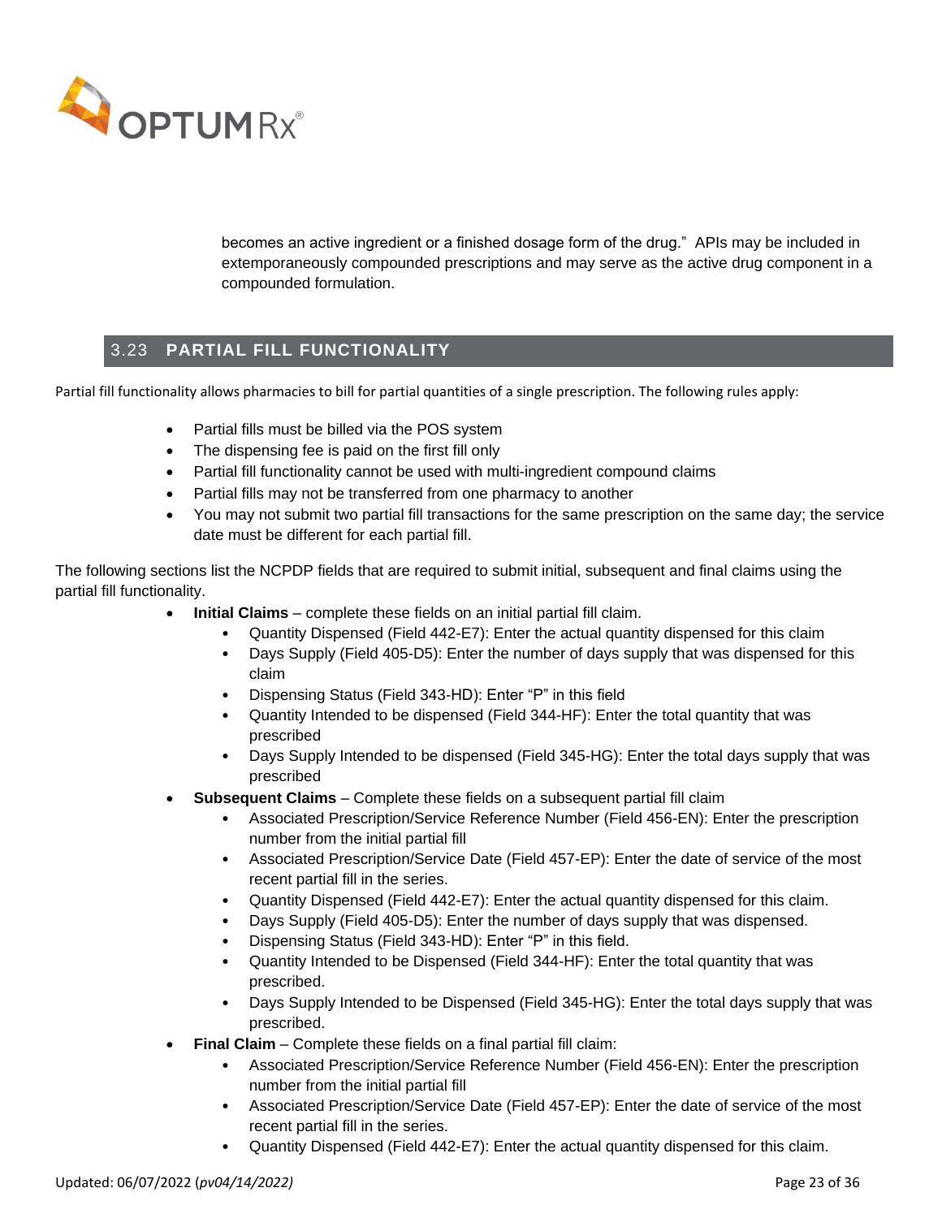becomes an active ingredient or a finished dosage form of the drug." APIs may be included in extemporaneously compounded prescriptions and may serve as the active drug component in a compounded formulation.

## 3.23 PARTIAL FILL FUNCTIONALITY

Partial fill functionality allows pharmacies to bill for partial quantities of a single prescription. The following rules apply:

- Partial fills must be billed via the POS system
- The dispensing fee is paid on the first fill only
- Partial fill functionality cannot be used with multi-ingredient compound claims
- Partial fills may not be transferred from one pharmacy to another
- You may not submit two partial fill transactions for the same prescription on the same day; the service date must be different for each partial fill.

The following sections list the NCPDP fields that are required to submit initial, subsequent and final claims using the partial fill functionality.

- **Initial Claims** – complete these fields on an initial partial fill claim.
  - Quantity Dispensed (Field 442-E7): Enter the actual quantity dispensed for this claim
  - Days Supply (Field 405-D5): Enter the number of days supply that was dispensed for this claim
  - Dispensing Status (Field 343-HD): Enter "P" in this field
  - Quantity Intended to be dispensed (Field 344-HF): Enter the total quantity that was prescribed
  - Days Supply Intended to be dispensed (Field 345-HG): Enter the total days supply that was prescribed
- **Subsequent Claims** – Complete these fields on a subsequent partial fill claim
  - Associated Prescription/Service Reference Number (Field 456-EN): Enter the prescription number from the initial partial fill
  - Associated Prescription/Service Date (Field 457-EP): Enter the date of service of the most recent partial fill in the series.
  - Quantity Dispensed (Field 442-E7): Enter the actual quantity dispensed for this claim.
  - Days Supply (Field 405-D5): Enter the number of days supply that was dispensed.
  - Dispensing Status (Field 343-HD): Enter "P" in this field.
  - Quantity Intended to be Dispensed (Field 344-HF): Enter the total quantity that was prescribed.
  - Days Supply Intended to be Dispensed (Field 345-HG): Enter the total days supply that was prescribed.
- **Final Claim** – Complete these fields on a final partial fill claim:
  - Associated Prescription/Service Reference Number (Field 456-EN): Enter the prescription number from the initial partial fill
  - Associated Prescription/Service Date (Field 457-EP): Enter the date of service of the most recent partial fill in the series.
  - Quantity Dispensed (Field 442-E7): Enter the actual quantity dispensed for this claim.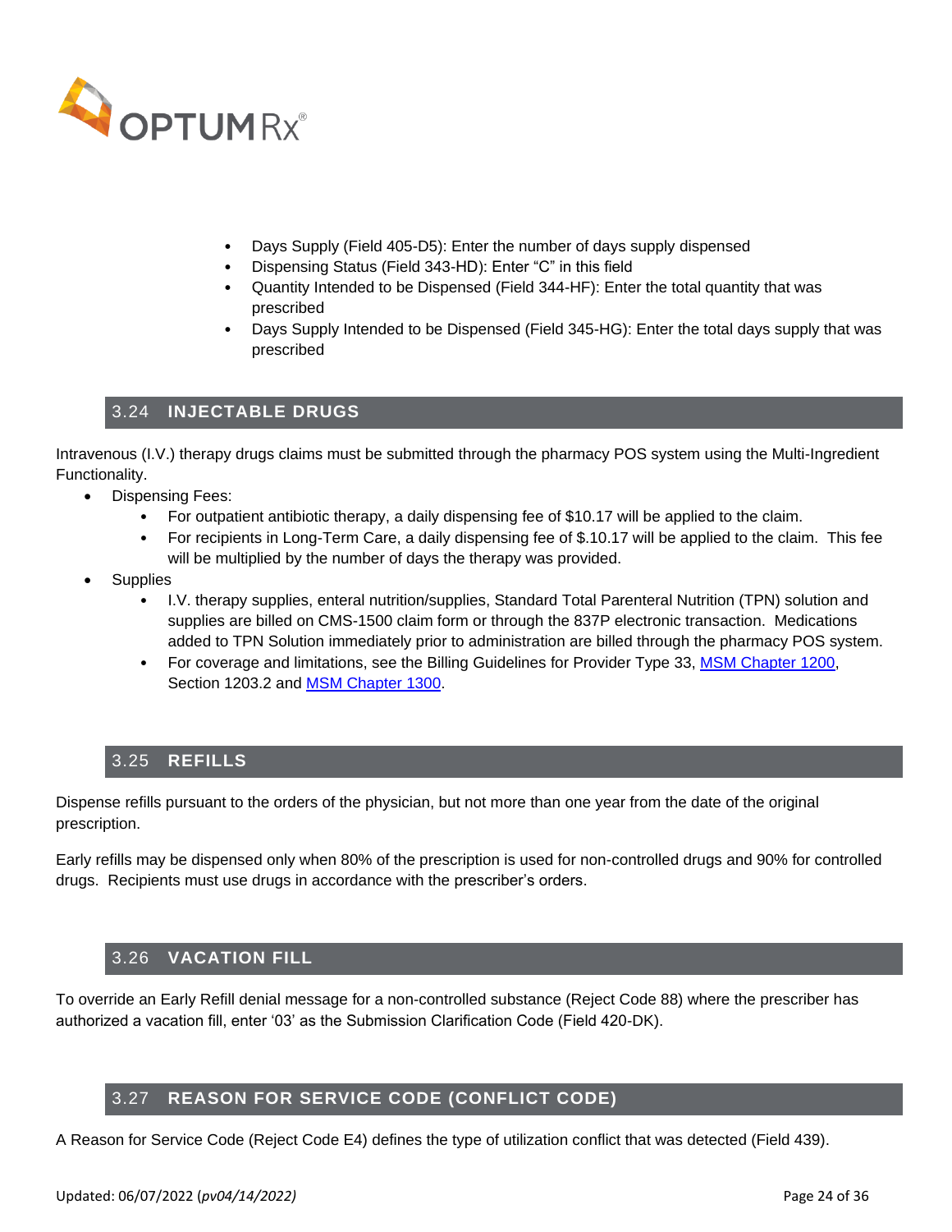- Days Supply (Field 405-D5): Enter the number of days supply dispensed
- Dispensing Status (Field 343-HD): Enter “C” in this field
- Quantity Intended to be Dispensed (Field 344-HF): Enter the total quantity that was prescribed
- Days Supply Intended to be Dispensed (Field 345-HG): Enter the total days supply that was prescribed

## 3.24 INJECTABLE DRUGS

Intravenous (I.V.) therapy drugs claims must be submitted through the pharmacy POS system using the Multi-Ingredient Functionality.

- Dispensing Fees:
  - For outpatient antibiotic therapy, a daily dispensing fee of $10.17 will be applied to the claim.
  - For recipients in Long-Term Care, a daily dispensing fee of $.10.17 will be applied to the claim. This fee will be multiplied by the number of days the therapy was provided.
- Supplies
  - I.V. therapy supplies, enteral nutrition/supplies, Standard Total Parenteral Nutrition (TPN) solution and supplies are billed on CMS-1500 claim form or through the 837P electronic transaction. Medications added to TPN Solution immediately prior to administration are billed through the pharmacy POS system.
  - For coverage and limitations, see the Billing Guidelines for Provider Type 33, MSM Chapter 1200, Section 1203.2 and MSM Chapter 1300.

## 3.25 REFILLS

Dispense refills pursuant to the orders of the physician, but not more than one year from the date of the original prescription.

Early refills may be dispensed only when 80% of the prescription is used for non-controlled drugs and 90% for controlled drugs. Recipients must use drugs in accordance with the prescriber’s orders.

## 3.26 VACATION FILL

To override an Early Refill denial message for a non-controlled substance (Reject Code 88) where the prescriber has authorized a vacation fill, enter ‘03’ as the Submission Clarification Code (Field 420-DK).

## 3.27 REASON FOR SERVICE CODE (CONFLICT CODE)

A Reason for Service Code (Reject Code E4) defines the type of utilization conflict that was detected (Field 439).

Updated: 06/07/2022 (*pv04/14/2022)*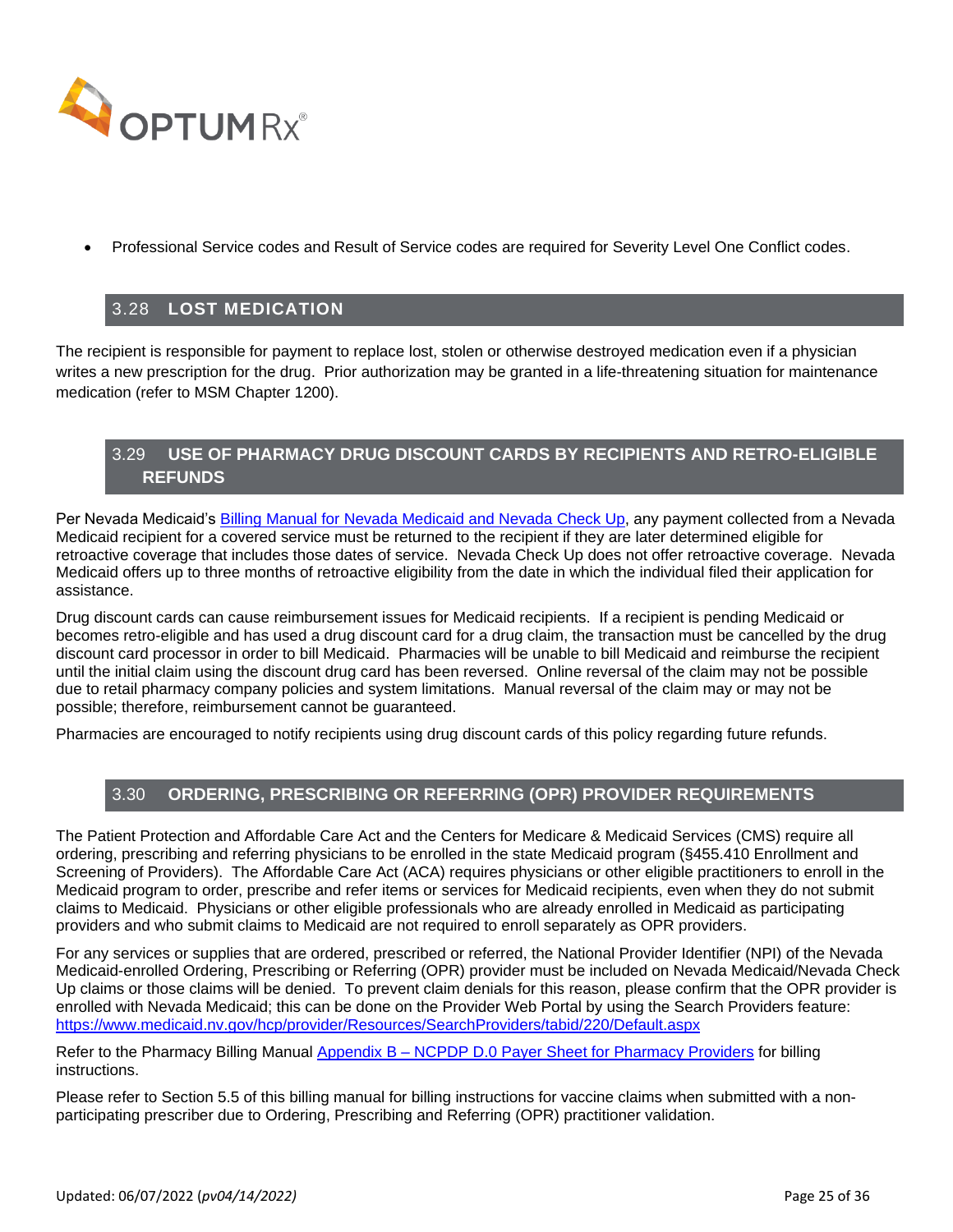- Professional Service codes and Result of Service codes are required for Severity Level One Conflict codes.

## 3.28 LOST MEDICATION

The recipient is responsible for payment to replace lost, stolen or otherwise destroyed medication even if a physician writes a new prescription for the drug. Prior authorization may be granted in a life-threatening situation for maintenance medication (refer to MSM Chapter 1200).

## 3.29 USE OF PHARMACY DRUG DISCOUNT CARDS BY RECIPIENTS AND RETRO-ELIGIBLE REFUNDS

Per Nevada Medicaid's [Billing Manual for Nevada Medicaid and Nevada Check Up](), any payment collected from a Nevada Medicaid recipient for a covered service must be returned to the recipient if they are later determined eligible for retroactive coverage that includes those dates of service. Nevada Check Up does not offer retroactive coverage. Nevada Medicaid offers up to three months of retroactive eligibility from the date in which the individual filed their application for assistance.

Drug discount cards can cause reimbursement issues for Medicaid recipients. If a recipient is pending Medicaid or becomes retro-eligible and has used a drug discount card for a drug claim, the transaction must be cancelled by the drug discount card processor in order to bill Medicaid. Pharmacies will be unable to bill Medicaid and reimburse the recipient until the initial claim using the discount drug card has been reversed. Online reversal of the claim may not be possible due to retail pharmacy company policies and system limitations. Manual reversal of the claim may or may not be possible; therefore, reimbursement cannot be guaranteed.

Pharmacies are encouraged to notify recipients using drug discount cards of this policy regarding future refunds.

## 3.30 ORDERING, PRESCRIBING OR REFERRING (OPR) PROVIDER REQUIREMENTS

The Patient Protection and Affordable Care Act and the Centers for Medicare & Medicaid Services (CMS) require all ordering, prescribing and referring physicians to be enrolled in the state Medicaid program (§455.410 Enrollment and Screening of Providers). The Affordable Care Act (ACA) requires physicians or other eligible practitioners to enroll in the Medicaid program to order, prescribe and refer items or services for Medicaid recipients, even when they do not submit claims to Medicaid. Physicians or other eligible professionals who are already enrolled in Medicaid as participating providers and who submit claims to Medicaid are not required to enroll separately as OPR providers.

For any services or supplies that are ordered, prescribed or referred, the National Provider Identifier (NPI) of the Nevada Medicaid-enrolled Ordering, Prescribing or Referring (OPR) provider must be included on Nevada Medicaid/Nevada Check Up claims or those claims will be denied. To prevent claim denials for this reason, please confirm that the OPR provider is enrolled with Nevada Medicaid; this can be done on the Provider Web Portal by using the Search Providers feature: https://www.medicaid.nv.gov/hcp/provider/Resources/SearchProviders/tabid/220/Default.aspx

Refer to the Pharmacy Billing Manual [Appendix B – NCPDP D.0 Payer Sheet for Pharmacy Providers]() for billing instructions.

Please refer to Section 5.5 of this billing manual for billing instructions for vaccine claims when submitted with a non-participating prescriber due to Ordering, Prescribing and Referring (OPR) practitioner validation.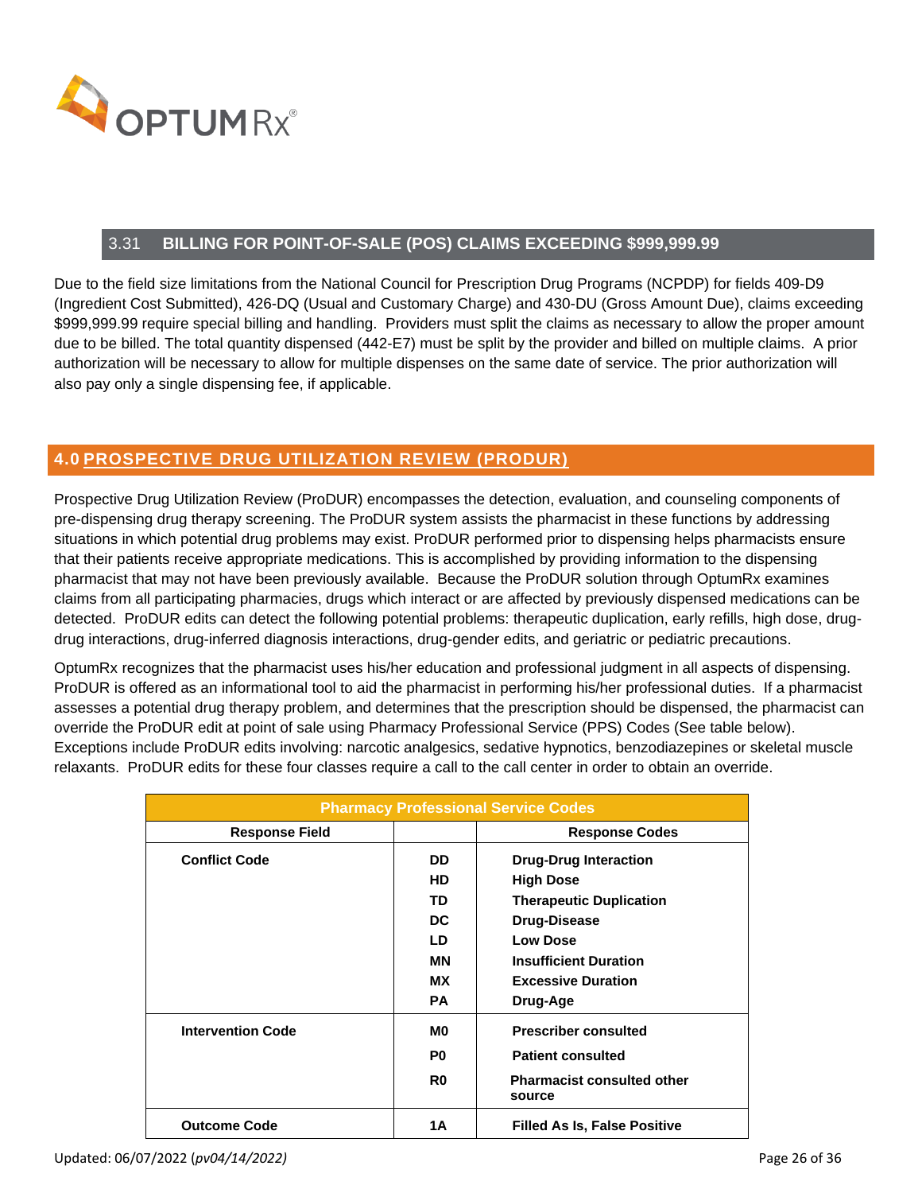## 3.31 BILLING FOR POINT-OF-SALE (POS) CLAIMS EXCEEDING $999,999.99

Due to the field size limitations from the National Council for Prescription Drug Programs (NCPDP) for fields 409-D9 (Ingredient Cost Submitted), 426-DQ (Usual and Customary Charge) and 430-DU (Gross Amount Due), claims exceeding $999,999.99 require special billing and handling. Providers must split the claims as necessary to allow the proper amount due to be billed. The total quantity dispensed (442-E7) must be split by the provider and billed on multiple claims. A prior authorization will be necessary to allow for multiple dispenses on the same date of service. The prior authorization will also pay only a single dispensing fee, if applicable.

# 4.0 PROSPECTIVE DRUG UTILIZATION REVIEW (PRODUR)

Prospective Drug Utilization Review (ProDUR) encompasses the detection, evaluation, and counseling components of pre-dispensing drug therapy screening. The ProDUR system assists the pharmacist in these functions by addressing situations in which potential drug problems may exist. ProDUR performed prior to dispensing helps pharmacists ensure that their patients receive appropriate medications. This is accomplished by providing information to the dispensing pharmacist that may not have been previously available. Because the ProDUR solution through OptumRx examines claims from all participating pharmacies, drugs which interact or are affected by previously dispensed medications can be detected. ProDUR edits can detect the following potential problems: therapeutic duplication, early refills, high dose, drug-drug interactions, drug-inferred diagnosis interactions, drug-gender edits, and geriatric or pediatric precautions.

OptumRx recognizes that the pharmacist uses his/her education and professional judgment in all aspects of dispensing. ProDUR is offered as an informational tool to aid the pharmacist in performing his/her professional duties. If a pharmacist assesses a potential drug therapy problem, and determines that the prescription should be dispensed, the pharmacist can override the ProDUR edit at point of sale using Pharmacy Professional Service (PPS) Codes (See table below). Exceptions include ProDUR edits involving: narcotic analgesics, sedative hypnotics, benzodiazepines or skeletal muscle relaxants. ProDUR edits for these four classes require a call to the call center in order to obtain an override.

| Pharmacy Professional Service Codes | | |
|---|---|---|
| **Response Field** | | **Response Codes** |
| **Conflict Code** | **DD** | **Drug-Drug Interaction** |
| | **HD** | **High Dose** |
| | **TD** | **Therapeutic Duplication** |
| | **DC** | **Drug-Disease** |
| | **LD** | **Low Dose** |
| | **MN** | **Insufficient Duration** |
| | **MX** | **Excessive Duration** |
| | **PA** | **Drug-Age** |
| **Intervention Code** | **M0** | **Prescriber consulted** |
| | **P0** | **Patient consulted** |
| | **R0** | **Pharmacist consulted other source** |
| **Outcome Code** | **1A** | **Filled As Is, False Positive** |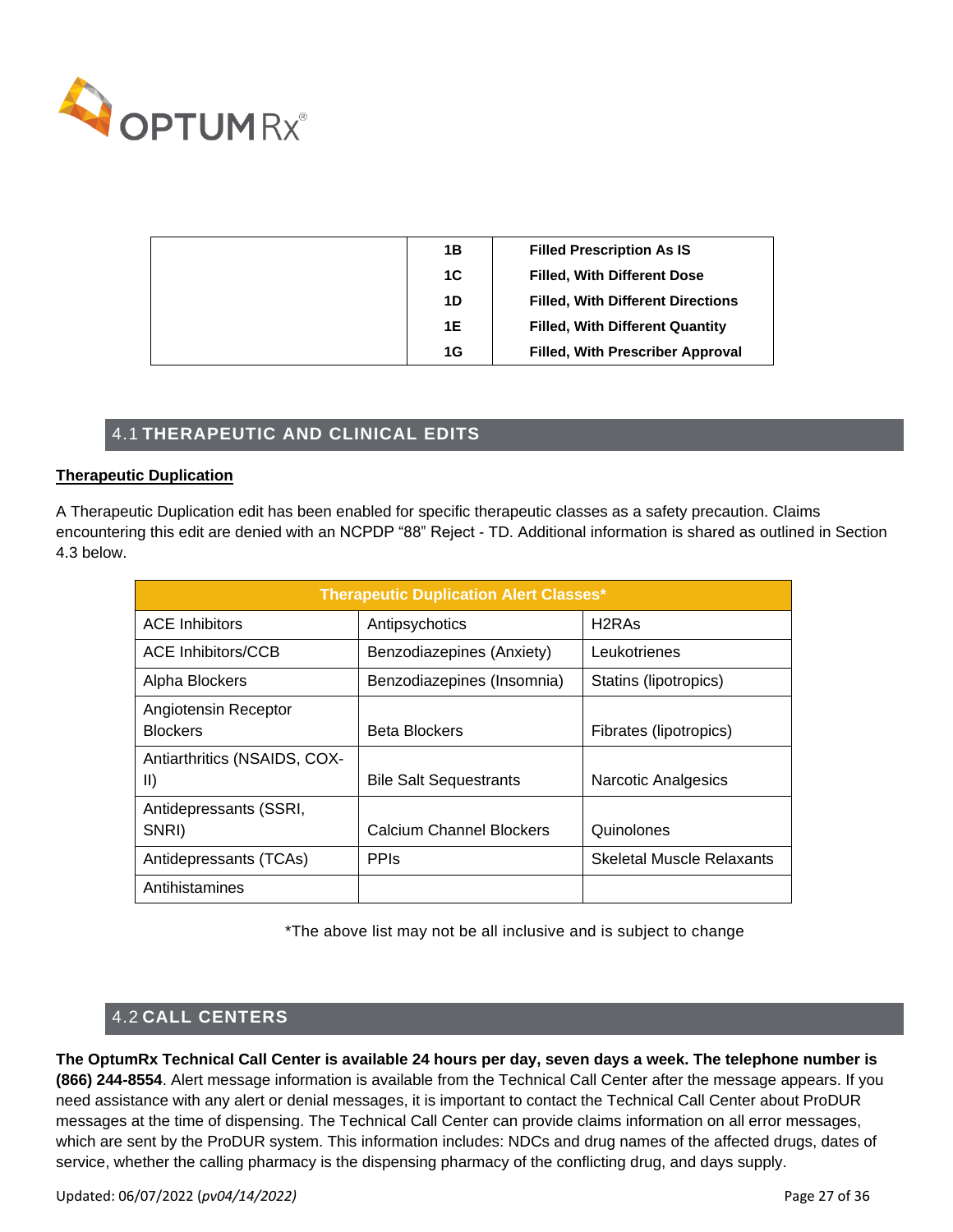| | | |
|---|---|---|
| | **1B** | **Filled Prescription As IS** |
| | **1C** | **Filled, With Different Dose** |
| | **1D** | **Filled, With Different Directions** |
| | **1E** | **Filled, With Different Quantity** |
| | **1G** | **Filled, With Prescriber Approval** |

## 4.1 THERAPEUTIC AND CLINICAL EDITS

**Therapeutic Duplication**

A Therapeutic Duplication edit has been enabled for specific therapeutic classes as a safety precaution. Claims encountering this edit are denied with an NCPDP "88" Reject - TD. Additional information is shared as outlined in Section 4.3 below.

| Therapeutic Duplication Alert Classes* | | |
|---|---|---|
| ACE Inhibitors | Antipsychotics | H2RAs |
| ACE Inhibitors/CCB | Benzodiazepines (Anxiety) | Leukotrienes |
| Alpha Blockers | Benzodiazepines (Insomnia) | Statins (lipotropics) |
| Angiotensin Receptor Blockers | Beta Blockers | Fibrates (lipotropics) |
| Antiarthritics (NSAIDS, COX-II) | Bile Salt Sequestrants | Narcotic Analgesics |
| Antidepressants (SSRI, SNRI) | Calcium Channel Blockers | Quinolones |
| Antidepressants (TCAs) | PPIs | Skeletal Muscle Relaxants |
| Antihistamines | | |

*The above list may not be all inclusive and is subject to change

## 4.2 CALL CENTERS

**The OptumRx Technical Call Center is available 24 hours per day, seven days a week. The telephone number is (866) 244-8554**. Alert message information is available from the Technical Call Center after the message appears. If you need assistance with any alert or denial messages, it is important to contact the Technical Call Center about ProDUR messages at the time of dispensing. The Technical Call Center can provide claims information on all error messages, which are sent by the ProDUR system. This information includes: NDCs and drug names of the affected drugs, dates of service, whether the calling pharmacy is the dispensing pharmacy of the conflicting drug, and days supply.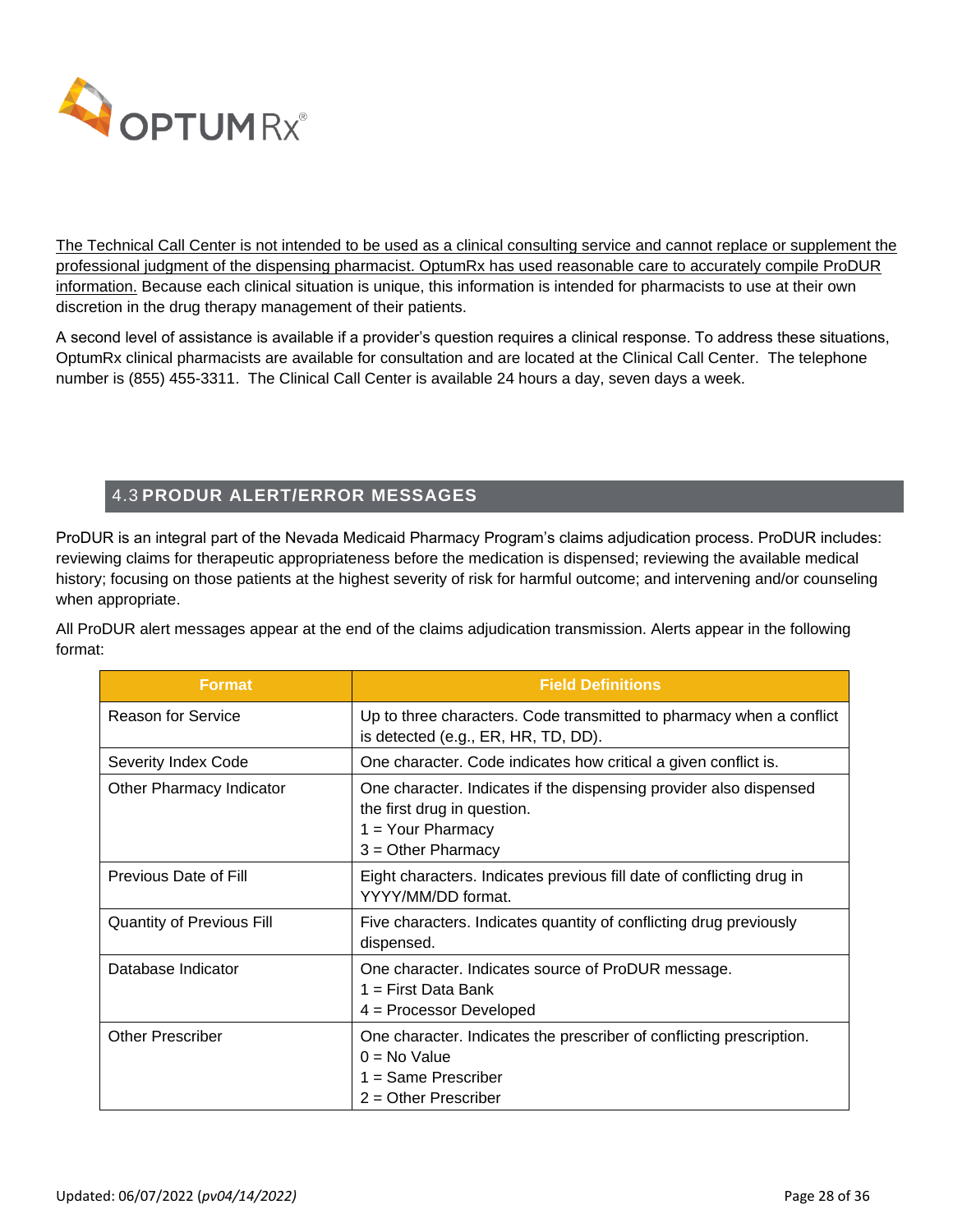The Technical Call Center is not intended to be used as a clinical consulting service and cannot replace or supplement the professional judgment of the dispensing pharmacist. OptumRx has used reasonable care to accurately compile ProDUR information. Because each clinical situation is unique, this information is intended for pharmacists to use at their own discretion in the drug therapy management of their patients.

A second level of assistance is available if a provider's question requires a clinical response. To address these situations, OptumRx clinical pharmacists are available for consultation and are located at the Clinical Call Center. The telephone number is (855) 455-3311. The Clinical Call Center is available 24 hours a day, seven days a week.

## 4.3 PRODUR ALERT/ERROR MESSAGES

ProDUR is an integral part of the Nevada Medicaid Pharmacy Program's claims adjudication process. ProDUR includes: reviewing claims for therapeutic appropriateness before the medication is dispensed; reviewing the available medical history; focusing on those patients at the highest severity of risk for harmful outcome; and intervening and/or counseling when appropriate.

All ProDUR alert messages appear at the end of the claims adjudication transmission. Alerts appear in the following format:

| Format | Field Definitions |
|---|---|
| Reason for Service | Up to three characters. Code transmitted to pharmacy when a conflict is detected (e.g., ER, HR, TD, DD). |
| Severity Index Code | One character. Code indicates how critical a given conflict is. |
| Other Pharmacy Indicator | One character. Indicates if the dispensing provider also dispensed the first drug in question.<br>1 = Your Pharmacy<br>3 = Other Pharmacy |
| Previous Date of Fill | Eight characters. Indicates previous fill date of conflicting drug in YYYY/MM/DD format. |
| Quantity of Previous Fill | Five characters. Indicates quantity of conflicting drug previously dispensed. |
| Database Indicator | One character. Indicates source of ProDUR message.<br>1 = First Data Bank<br>4 = Processor Developed |
| Other Prescriber | One character. Indicates the prescriber of conflicting prescription.<br>0 = No Value<br>1 = Same Prescriber<br>2 = Other Prescriber |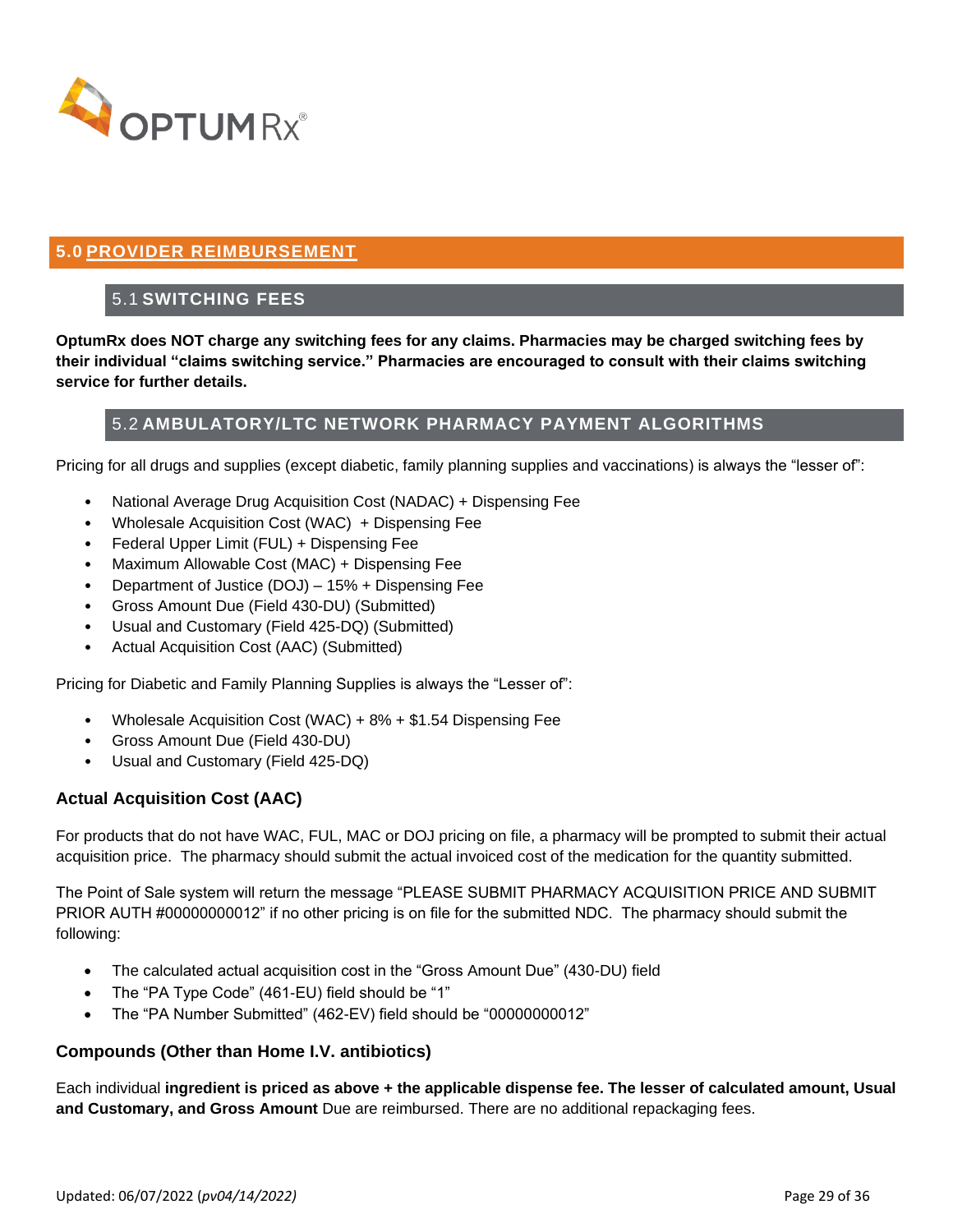## 5.0 PROVIDER REIMBURSEMENT

### 5.1 SWITCHING FEES

**OptumRx does NOT charge any switching fees for any claims. Pharmacies may be charged switching fees by their individual "claims switching service." Pharmacies are encouraged to consult with their claims switching service for further details.**

### 5.2 AMBULATORY/LTC NETWORK PHARMACY PAYMENT ALGORITHMS

Pricing for all drugs and supplies (except diabetic, family planning supplies and vaccinations) is always the "lesser of":

- National Average Drug Acquisition Cost (NADAC) + Dispensing Fee
- Wholesale Acquisition Cost (WAC) + Dispensing Fee
- Federal Upper Limit (FUL) + Dispensing Fee
- Maximum Allowable Cost (MAC) + Dispensing Fee
- Department of Justice (DOJ) – 15% + Dispensing Fee
- Gross Amount Due (Field 430-DU) (Submitted)
- Usual and Customary (Field 425-DQ) (Submitted)
- Actual Acquisition Cost (AAC) (Submitted)

Pricing for Diabetic and Family Planning Supplies is always the "Lesser of":

- Wholesale Acquisition Cost (WAC) + 8% + $1.54 Dispensing Fee
- Gross Amount Due (Field 430-DU)
- Usual and Customary (Field 425-DQ)

#### Actual Acquisition Cost (AAC)

For products that do not have WAC, FUL, MAC or DOJ pricing on file, a pharmacy will be prompted to submit their actual acquisition price. The pharmacy should submit the actual invoiced cost of the medication for the quantity submitted.

The Point of Sale system will return the message "PLEASE SUBMIT PHARMACY ACQUISITION PRICE AND SUBMIT PRIOR AUTH #00000000012" if no other pricing is on file for the submitted NDC. The pharmacy should submit the following:

- The calculated actual acquisition cost in the "Gross Amount Due" (430-DU) field
- The "PA Type Code" (461-EU) field should be "1"
- The "PA Number Submitted" (462-EV) field should be "00000000012"

#### Compounds (Other than Home I.V. antibiotics)

Each individual **ingredient is priced as above + the applicable dispense fee. The lesser of calculated amount, Usual and Customary, and Gross Amount** Due are reimbursed. There are no additional repackaging fees.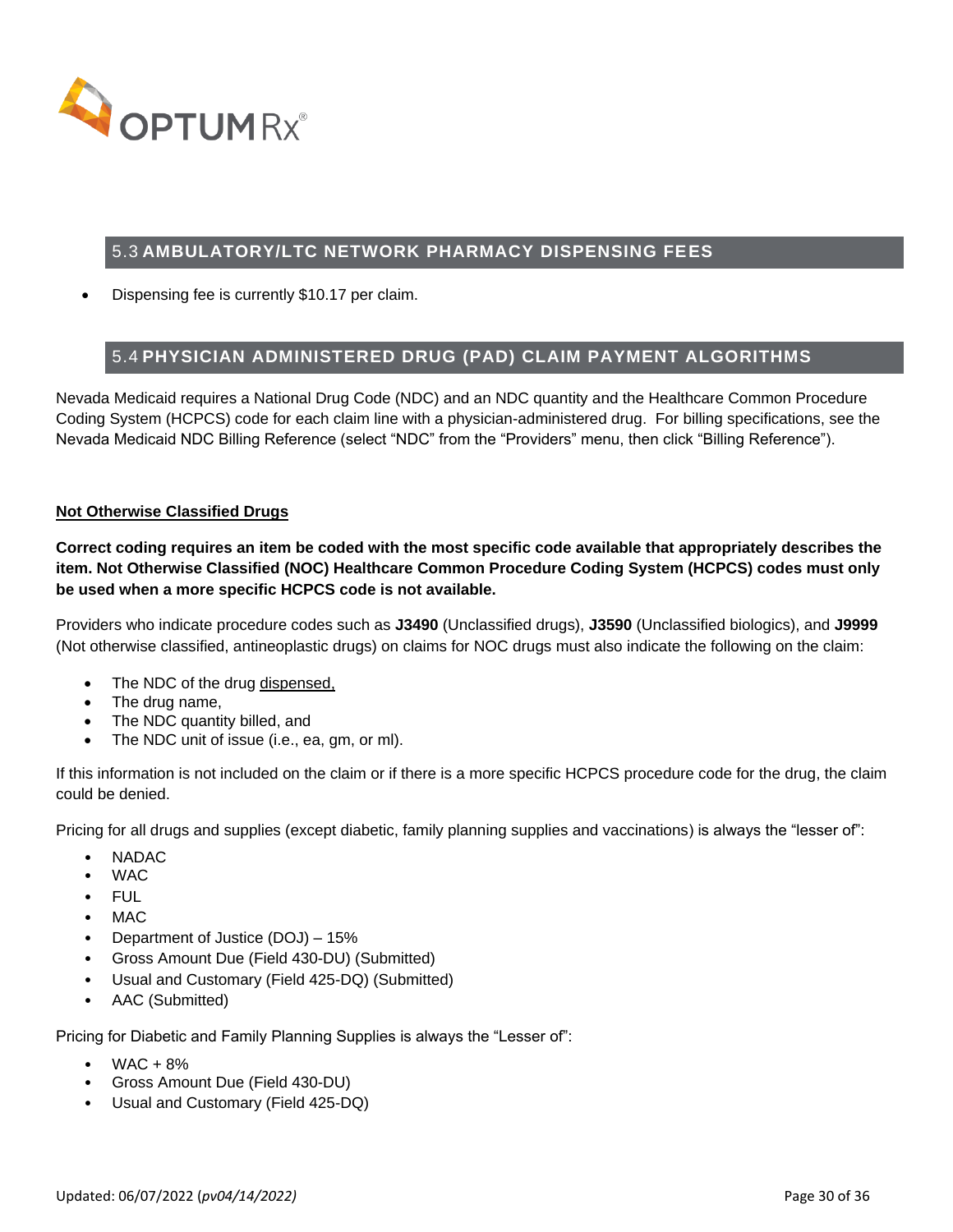## 5.3 AMBULATORY/LTC NETWORK PHARMACY DISPENSING FEES

- Dispensing fee is currently $10.17 per claim.

## 5.4 PHYSICIAN ADMINISTERED DRUG (PAD) CLAIM PAYMENT ALGORITHMS

Nevada Medicaid requires a National Drug Code (NDC) and an NDC quantity and the Healthcare Common Procedure Coding System (HCPCS) code for each claim line with a physician-administered drug. For billing specifications, see the Nevada Medicaid NDC Billing Reference (select "NDC" from the "Providers" menu, then click "Billing Reference").

**Not Otherwise Classified Drugs**

**Correct coding requires an item be coded with the most specific code available that appropriately describes the item. Not Otherwise Classified (NOC) Healthcare Common Procedure Coding System (HCPCS) codes must only be used when a more specific HCPCS code is not available.**

Providers who indicate procedure codes such as **J3490** (Unclassified drugs), **J3590** (Unclassified biologics), and **J9999** (Not otherwise classified, antineoplastic drugs) on claims for NOC drugs must also indicate the following on the claim:

- The NDC of the drug dispensed,
- The drug name,
- The NDC quantity billed, and
- The NDC unit of issue (i.e., ea, gm, or ml).

If this information is not included on the claim or if there is a more specific HCPCS procedure code for the drug, the claim could be denied.

Pricing for all drugs and supplies (except diabetic, family planning supplies and vaccinations) is always the "lesser of":

- NADAC
- WAC
- FUL
- MAC
- Department of Justice (DOJ) – 15%
- Gross Amount Due (Field 430-DU) (Submitted)
- Usual and Customary (Field 425-DQ) (Submitted)
- AAC (Submitted)

Pricing for Diabetic and Family Planning Supplies is always the "Lesser of":

- WAC + 8%
- Gross Amount Due (Field 430-DU)
- Usual and Customary (Field 425-DQ)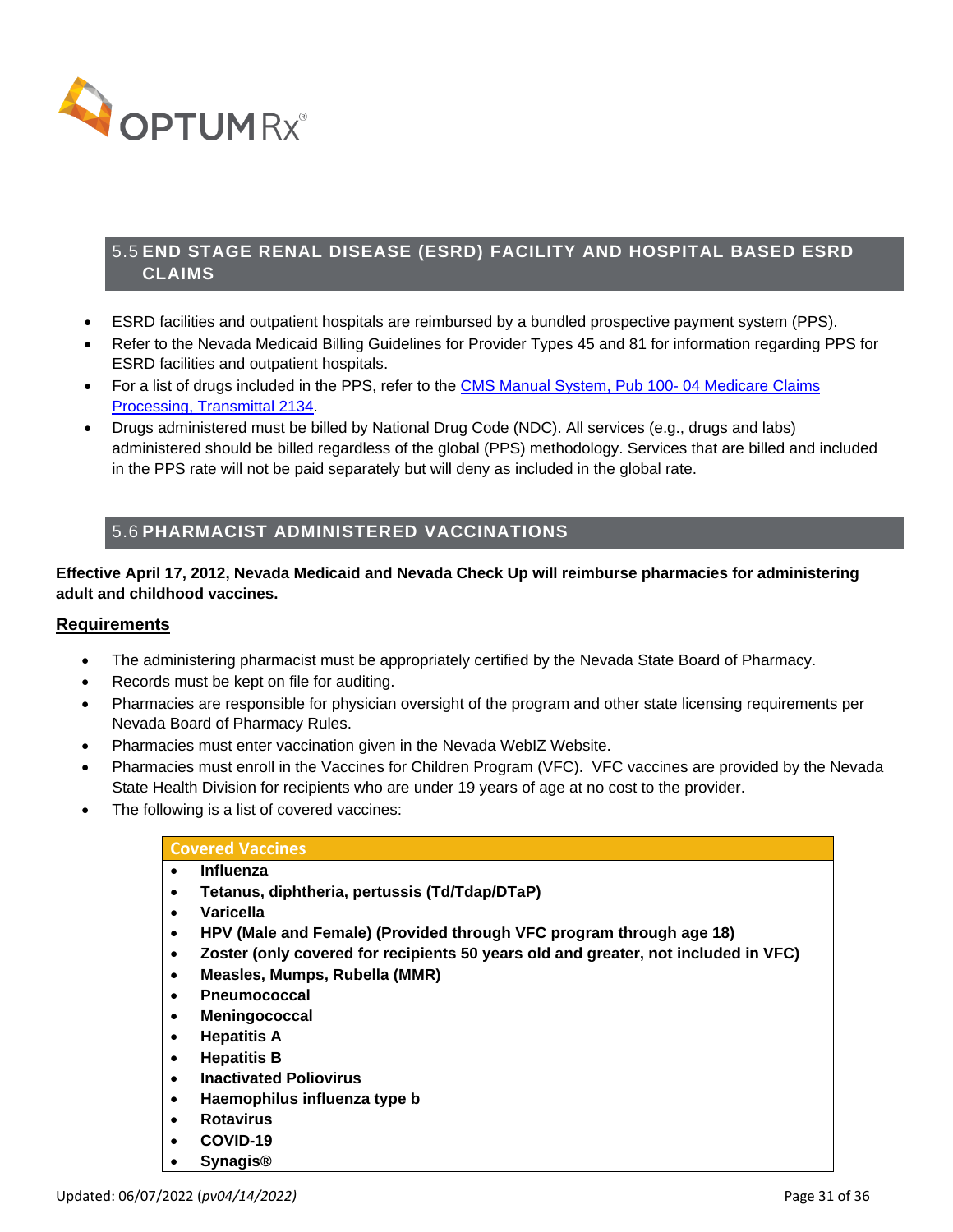## 5.5 END STAGE RENAL DISEASE (ESRD) FACILITY AND HOSPITAL BASED ESRD CLAIMS

- ESRD facilities and outpatient hospitals are reimbursed by a bundled prospective payment system (PPS).
- Refer to the Nevada Medicaid Billing Guidelines for Provider Types 45 and 81 for information regarding PPS for ESRD facilities and outpatient hospitals.
- For a list of drugs included in the PPS, refer to the CMS Manual System, Pub 100- 04 Medicare Claims Processing, Transmittal 2134.
- Drugs administered must be billed by National Drug Code (NDC). All services (e.g., drugs and labs) administered should be billed regardless of the global (PPS) methodology. Services that are billed and included in the PPS rate will not be paid separately but will deny as included in the global rate.

## 5.6 PHARMACIST ADMINISTERED VACCINATIONS

**Effective April 17, 2012, Nevada Medicaid and Nevada Check Up will reimburse pharmacies for administering adult and childhood vaccines.**

### Requirements

- The administering pharmacist must be appropriately certified by the Nevada State Board of Pharmacy.
- Records must be kept on file for auditing.
- Pharmacies are responsible for physician oversight of the program and other state licensing requirements per Nevada Board of Pharmacy Rules.
- Pharmacies must enter vaccination given in the Nevada WebIZ Website.
- Pharmacies must enroll in the Vaccines for Children Program (VFC). VFC vaccines are provided by the Nevada State Health Division for recipients who are under 19 years of age at no cost to the provider.
- The following is a list of covered vaccines:

| Covered Vaccines |
| --- |
| • **Influenza** |
| • **Tetanus, diphtheria, pertussis (Td/Tdap/DTaP)** |
| • **Varicella** |
| • **HPV (Male and Female) (Provided through VFC program through age 18)** |
| • **Zoster (only covered for recipients 50 years old and greater, not included in VFC)** |
| • **Measles, Mumps, Rubella (MMR)** |
| • **Pneumococcal** |
| • **Meningococcal** |
| • **Hepatitis A** |
| • **Hepatitis B** |
| • **Inactivated Poliovirus** |
| • **Haemophilus influenza type b** |
| • **Rotavirus** |
| • **COVID-19** |
| • **Synagis®** |

Updated: 06/07/2022 (*pv04/14/2022)*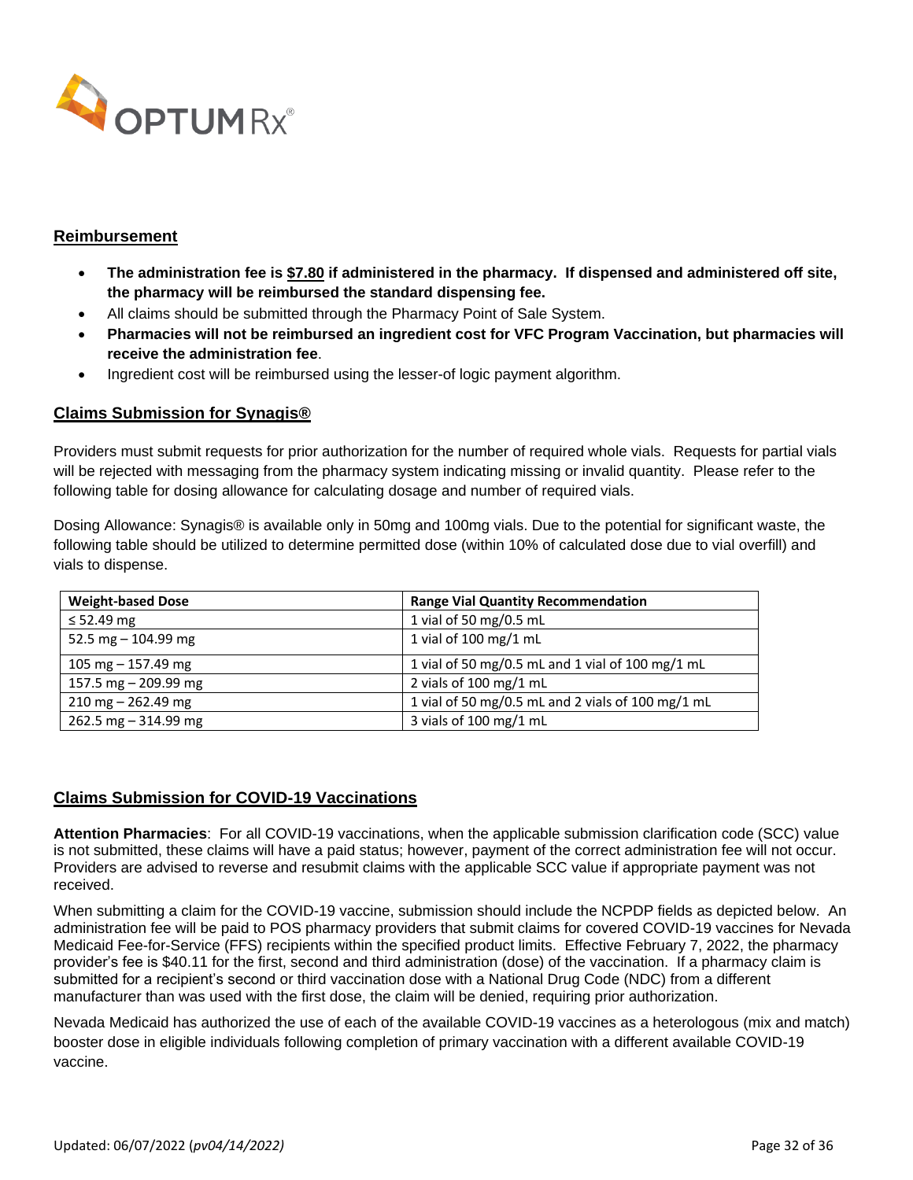## Reimbursement

- **The administration fee is $7.80 if administered in the pharmacy. If dispensed and administered off site, the pharmacy will be reimbursed the standard dispensing fee.**
- All claims should be submitted through the Pharmacy Point of Sale System.
- **Pharmacies will not be reimbursed an ingredient cost for VFC Program Vaccination, but pharmacies will receive the administration fee**.
- Ingredient cost will be reimbursed using the lesser-of logic payment algorithm.

## Claims Submission for Synagis®

Providers must submit requests for prior authorization for the number of required whole vials. Requests for partial vials will be rejected with messaging from the pharmacy system indicating missing or invalid quantity. Please refer to the following table for dosing allowance for calculating dosage and number of required vials.

Dosing Allowance: Synagis® is available only in 50mg and 100mg vials. Due to the potential for significant waste, the following table should be utilized to determine permitted dose (within 10% of calculated dose due to vial overfill) and vials to dispense.

| Weight-based Dose | Range Vial Quantity Recommendation |
|---|---|
| ≤ 52.49 mg | 1 vial of 50 mg/0.5 mL |
| 52.5 mg – 104.99 mg | 1 vial of 100 mg/1 mL |
| 105 mg – 157.49 mg | 1 vial of 50 mg/0.5 mL and 1 vial of 100 mg/1 mL |
| 157.5 mg – 209.99 mg | 2 vials of 100 mg/1 mL |
| 210 mg – 262.49 mg | 1 vial of 50 mg/0.5 mL and 2 vials of 100 mg/1 mL |
| 262.5 mg – 314.99 mg | 3 vials of 100 mg/1 mL |

## Claims Submission for COVID-19 Vaccinations

**Attention Pharmacies**: For all COVID-19 vaccinations, when the applicable submission clarification code (SCC) value is not submitted, these claims will have a paid status; however, payment of the correct administration fee will not occur. Providers are advised to reverse and resubmit claims with the applicable SCC value if appropriate payment was not received.

When submitting a claim for the COVID-19 vaccine, submission should include the NCPDP fields as depicted below. An administration fee will be paid to POS pharmacy providers that submit claims for covered COVID-19 vaccines for Nevada Medicaid Fee-for-Service (FFS) recipients within the specified product limits. Effective February 7, 2022, the pharmacy provider's fee is $40.11 for the first, second and third administration (dose) of the vaccination. If a pharmacy claim is submitted for a recipient's second or third vaccination dose with a National Drug Code (NDC) from a different manufacturer than was used with the first dose, the claim will be denied, requiring prior authorization.

Nevada Medicaid has authorized the use of each of the available COVID-19 vaccines as a heterologous (mix and match) booster dose in eligible individuals following completion of primary vaccination with a different available COVID-19 vaccine.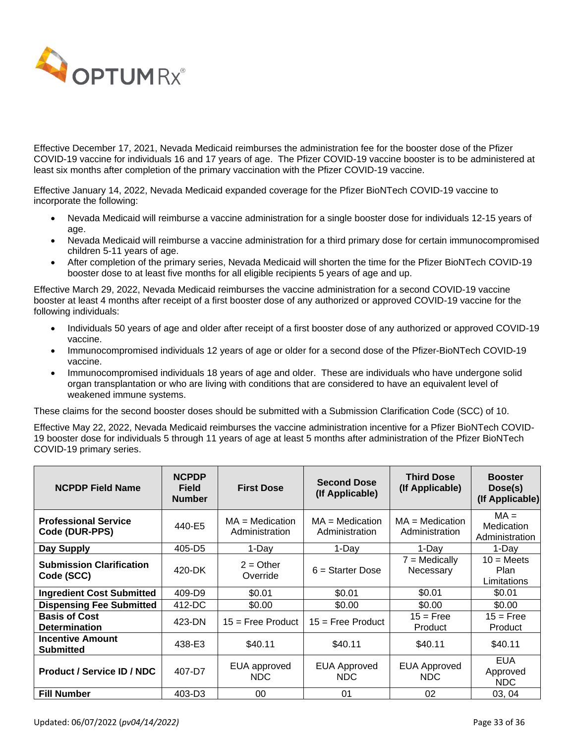Effective December 17, 2021, Nevada Medicaid reimburses the administration fee for the booster dose of the Pfizer COVID-19 vaccine for individuals 16 and 17 years of age. The Pfizer COVID-19 vaccine booster is to be administered at least six months after completion of the primary vaccination with the Pfizer COVID-19 vaccine.

Effective January 14, 2022, Nevada Medicaid expanded coverage for the Pfizer BioNTech COVID-19 vaccine to incorporate the following:

- Nevada Medicaid will reimburse a vaccine administration for a single booster dose for individuals 12-15 years of age.
- Nevada Medicaid will reimburse a vaccine administration for a third primary dose for certain immunocompromised children 5-11 years of age.
- After completion of the primary series, Nevada Medicaid will shorten the time for the Pfizer BioNTech COVID-19 booster dose to at least five months for all eligible recipients 5 years of age and up.

Effective March 29, 2022, Nevada Medicaid reimburses the vaccine administration for a second COVID-19 vaccine booster at least 4 months after receipt of a first booster dose of any authorized or approved COVID-19 vaccine for the following individuals:

- Individuals 50 years of age and older after receipt of a first booster dose of any authorized or approved COVID-19 vaccine.
- Immunocompromised individuals 12 years of age or older for a second dose of the Pfizer-BioNTech COVID-19 vaccine.
- Immunocompromised individuals 18 years of age and older. These are individuals who have undergone solid organ transplantation or who are living with conditions that are considered to have an equivalent level of weakened immune systems.

These claims for the second booster doses should be submitted with a Submission Clarification Code (SCC) of 10.

Effective May 22, 2022, Nevada Medicaid reimburses the vaccine administration incentive for a Pfizer BioNTech COVID-19 booster dose for individuals 5 through 11 years of age at least 5 months after administration of the Pfizer BioNTech COVID-19 primary series.

| NCPDP Field Name | NCPDP Field Number | First Dose | Second Dose (If Applicable) | Third Dose (If Applicable) | Booster Dose(s) (If Applicable) |
|---|---|---|---|---|---|
| **Professional Service Code (DUR-PPS)** | 440-E5 | MA = Medication Administration | MA = Medication Administration | MA = Medication Administration | MA = Medication Administration |
| **Day Supply** | 405-D5 | 1-Day | 1-Day | 1-Day | 1-Day |
| **Submission Clarification Code (SCC)** | 420-DK | 2 = Other Override | 6 = Starter Dose | 7 = Medically Necessary | 10 = Meets Plan Limitations |
| **Ingredient Cost Submitted** | 409-D9 | $0.01 | $0.01 | $0.01 | $0.01 |
| **Dispensing Fee Submitted** | 412-DC | $0.00 | $0.00 | $0.00 | $0.00 |
| **Basis of Cost Determination** | 423-DN | 15 = Free Product | 15 = Free Product | 15 = Free Product | 15 = Free Product |
| **Incentive Amount Submitted** | 438-E3 | $40.11 | $40.11 | $40.11 | $40.11 |
| **Product / Service ID / NDC** | 407-D7 | EUA approved NDC | EUA Approved NDC | EUA Approved NDC | EUA Approved NDC |
| **Fill Number** | 403-D3 | 00 | 01 | 02 | 03, 04 |

Updated: 06/07/2022 (*pv04/14/2022)*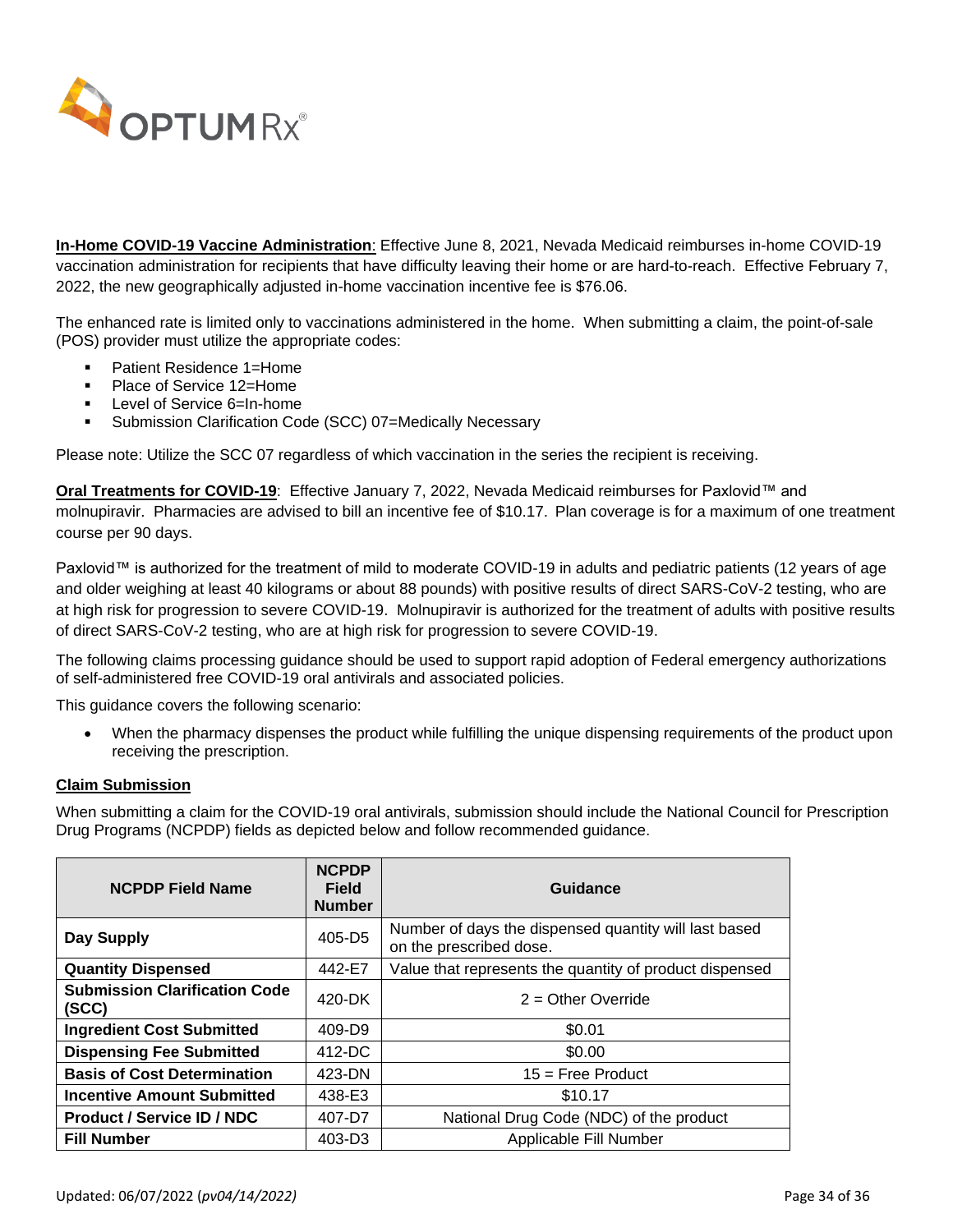**In-Home COVID-19 Vaccine Administration**: Effective June 8, 2021, Nevada Medicaid reimburses in-home COVID-19 vaccination administration for recipients that have difficulty leaving their home or are hard-to-reach. Effective February 7, 2022, the new geographically adjusted in-home vaccination incentive fee is $76.06.

The enhanced rate is limited only to vaccinations administered in the home. When submitting a claim, the point-of-sale (POS) provider must utilize the appropriate codes:

- Patient Residence 1=Home
- Place of Service 12=Home
- Level of Service 6=In-home
- Submission Clarification Code (SCC) 07=Medically Necessary

Please note: Utilize the SCC 07 regardless of which vaccination in the series the recipient is receiving.

**Oral Treatments for COVID-19**: Effective January 7, 2022, Nevada Medicaid reimburses for Paxlovid™ and molnupiravir. Pharmacies are advised to bill an incentive fee of $10.17. Plan coverage is for a maximum of one treatment course per 90 days.

Paxlovid™ is authorized for the treatment of mild to moderate COVID-19 in adults and pediatric patients (12 years of age and older weighing at least 40 kilograms or about 88 pounds) with positive results of direct SARS-CoV-2 testing, who are at high risk for progression to severe COVID-19. Molnupiravir is authorized for the treatment of adults with positive results of direct SARS-CoV-2 testing, who are at high risk for progression to severe COVID-19.

The following claims processing guidance should be used to support rapid adoption of Federal emergency authorizations of self-administered free COVID-19 oral antivirals and associated policies.

This guidance covers the following scenario:

- When the pharmacy dispenses the product while fulfilling the unique dispensing requirements of the product upon receiving the prescription.

**Claim Submission**

When submitting a claim for the COVID-19 oral antivirals, submission should include the National Council for Prescription Drug Programs (NCPDP) fields as depicted below and follow recommended guidance.

| NCPDP Field Name | NCPDP Field Number | Guidance |
|---|---|---|
| **Day Supply** | 405-D5 | Number of days the dispensed quantity will last based on the prescribed dose. |
| **Quantity Dispensed** | 442-E7 | Value that represents the quantity of product dispensed |
| **Submission Clarification Code (SCC)** | 420-DK | 2 = Other Override |
| **Ingredient Cost Submitted** | 409-D9 | $0.01 |
| **Dispensing Fee Submitted** | 412-DC | $0.00 |
| **Basis of Cost Determination** | 423-DN | 15 = Free Product |
| **Incentive Amount Submitted** | 438-E3 | $10.17 |
| **Product / Service ID / NDC** | 407-D7 | National Drug Code (NDC) of the product |
| **Fill Number** | 403-D3 | Applicable Fill Number |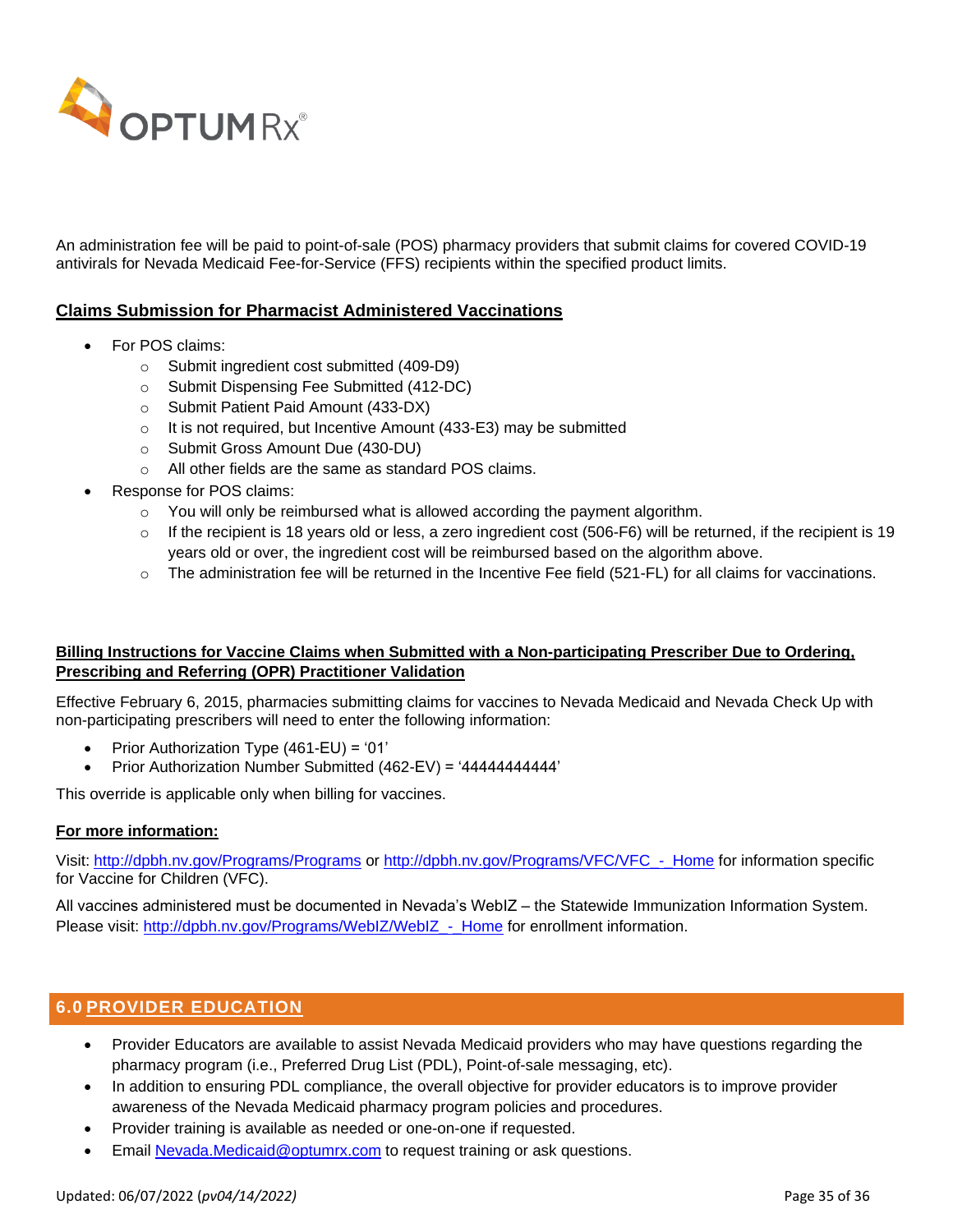An administration fee will be paid to point-of-sale (POS) pharmacy providers that submit claims for covered COVID-19 antivirals for Nevada Medicaid Fee-for-Service (FFS) recipients within the specified product limits.

**Claims Submission for Pharmacist Administered Vaccinations**

- For POS claims:
  - Submit ingredient cost submitted (409-D9)
  - Submit Dispensing Fee Submitted (412-DC)
  - Submit Patient Paid Amount (433-DX)
  - It is not required, but Incentive Amount (433-E3) may be submitted
  - Submit Gross Amount Due (430-DU)
  - All other fields are the same as standard POS claims.
- Response for POS claims:
  - You will only be reimbursed what is allowed according the payment algorithm.
  - If the recipient is 18 years old or less, a zero ingredient cost (506-F6) will be returned, if the recipient is 19 years old or over, the ingredient cost will be reimbursed based on the algorithm above.
  - The administration fee will be returned in the Incentive Fee field (521-FL) for all claims for vaccinations.

**Billing Instructions for Vaccine Claims when Submitted with a Non-participating Prescriber Due to Ordering, Prescribing and Referring (OPR) Practitioner Validation**

Effective February 6, 2015, pharmacies submitting claims for vaccines to Nevada Medicaid and Nevada Check Up with non-participating prescribers will need to enter the following information:

- Prior Authorization Type (461-EU) = '01'
- Prior Authorization Number Submitted (462-EV) = '44444444444'

This override is applicable only when billing for vaccines.

**For more information:**

Visit: http://dpbh.nv.gov/Programs/Programs or http://dpbh.nv.gov/Programs/VFC/VFC_-_Home for information specific for Vaccine for Children (VFC).

All vaccines administered must be documented in Nevada's WebIZ – the Statewide Immunization Information System. Please visit: http://dpbh.nv.gov/Programs/WebIZ/WebIZ_-_Home for enrollment information.

## 6.0 PROVIDER EDUCATION

- Provider Educators are available to assist Nevada Medicaid providers who may have questions regarding the pharmacy program (i.e., Preferred Drug List (PDL), Point-of-sale messaging, etc).
- In addition to ensuring PDL compliance, the overall objective for provider educators is to improve provider awareness of the Nevada Medicaid pharmacy program policies and procedures.
- Provider training is available as needed or one-on-one if requested.
- Email Nevada.Medicaid@optumrx.com to request training or ask questions.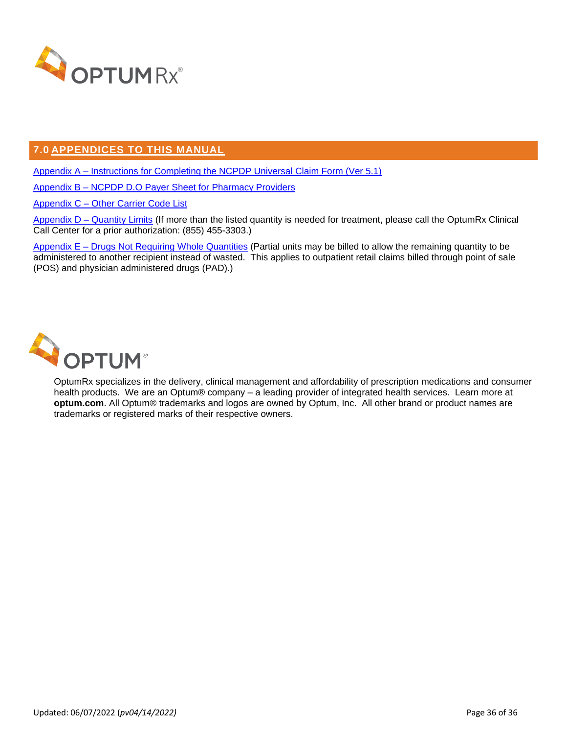## 7.0 APPENDICES TO THIS MANUAL

Appendix A – Instructions for Completing the NCPDP Universal Claim Form (Ver 5.1)

Appendix B – NCPDP D.O Payer Sheet for Pharmacy Providers

Appendix C – Other Carrier Code List

Appendix D – Quantity Limits (If more than the listed quantity is needed for treatment, please call the OptumRx Clinical Call Center for a prior authorization: (855) 455-3303.)

Appendix E – Drugs Not Requiring Whole Quantities (Partial units may be billed to allow the remaining quantity to be administered to another recipient instead of wasted. This applies to outpatient retail claims billed through point of sale (POS) and physician administered drugs (PAD).)

OptumRx specializes in the delivery, clinical management and affordability of prescription medications and consumer health products. We are an Optum® company – a leading provider of integrated health services. Learn more at **optum.com**. All Optum® trademarks and logos are owned by Optum, Inc. All other brand or product names are trademarks or registered marks of their respective owners.

Updated: 06/07/2022 (*pv04/14/2022)*